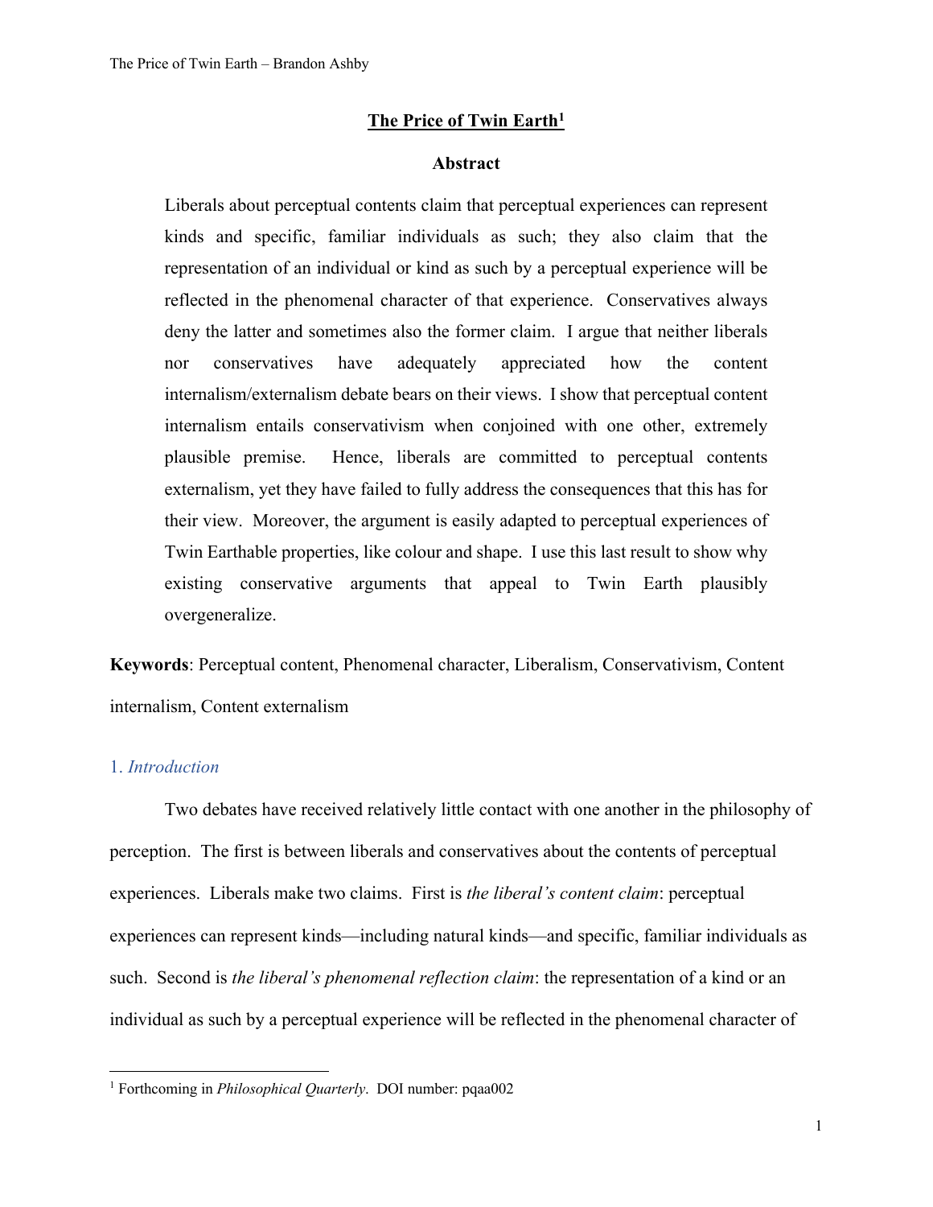# The Price of Twin Earth[1]

## Abstract

Liberals about perceptual contents claim that perceptual experiences can represent kinds and specific, familiar individuals as such; they also claim that the representation of an individual or kind as such by a perceptual experience will be reflected in the phenomenal character of that experience. Conservatives always deny the latter and sometimes also the former claim. I argue that neither liberals nor conservatives have adequately appreciated how the content internalism/externalism debate bears on their views. I show that perceptual content internalism entails conservativism when conjoined with one other, extremely plausible premise. Hence, liberals are committed to perceptual contents externalism, yet they have failed to fully address the consequences that this has for their view. Moreover, the argument is easily adapted to perceptual experiences of Twin Earthable properties, like colour and shape. I use this last result to show why existing conservative arguments that appeal to Twin Earth plausibly overgeneralize.

**Keywords**: Perceptual content, Phenomenal character, Liberalism, Conservativism, Content internalism, Content externalism

## 1. *Introduction*

Two debates have received relatively little contact with one another in the philosophy of perception. The first is between liberals and conservatives about the contents of perceptual experiences. Liberals make two claims. First is *the liberal's content claim*: perceptual experiences can represent kinds—including natural kinds—and specific, familiar individuals as such. Second is *the liberal's phenomenal reflection claim*: the representation of a kind or an individual as such by a perceptual experience will be reflected in the phenomenal character of

[1] Forthcoming in *Philosophical Quarterly*. DOI number: pqaa002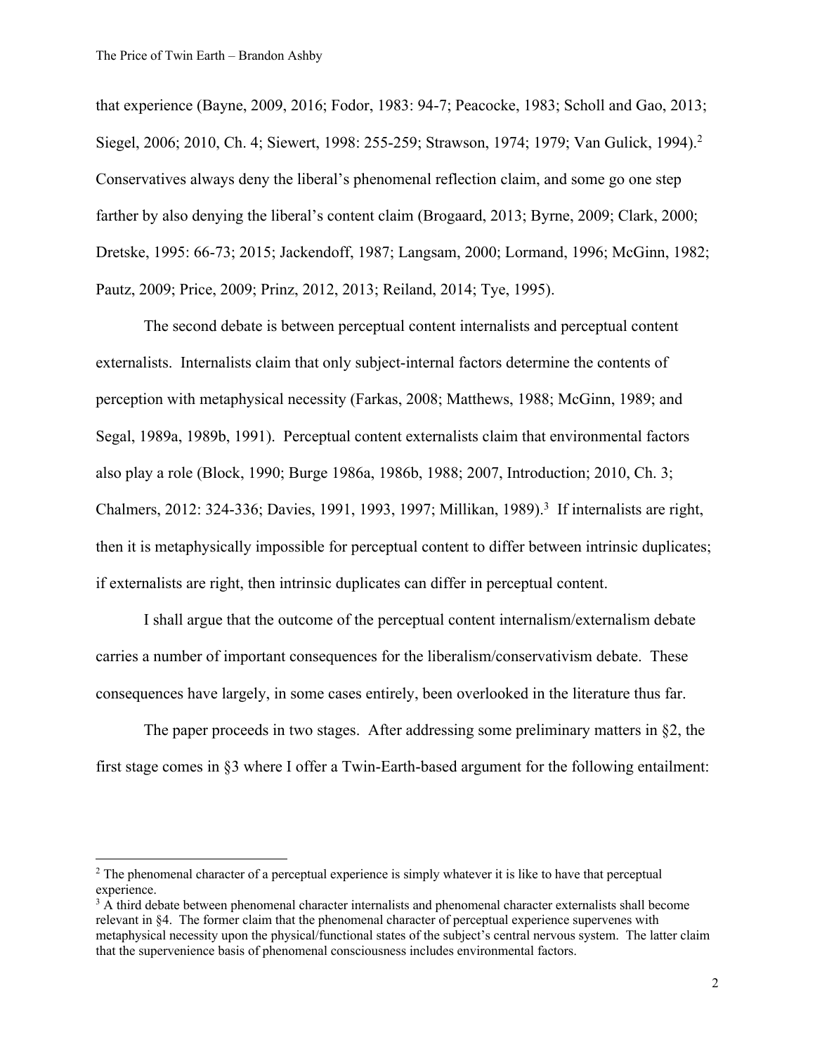that experience (Bayne, 2009, 2016; Fodor, 1983: 94-7; Peacocke, 1983; Scholl and Gao, 2013; Siegel, 2006; 2010, Ch. 4; Siewert, 1998: 255-259; Strawson, 1974; 1979; Van Gulick, 1994).[2] Conservatives always deny the liberal's phenomenal reflection claim, and some go one step farther by also denying the liberal's content claim (Brogaard, 2013; Byrne, 2009; Clark, 2000; Dretske, 1995: 66-73; 2015; Jackendoff, 1987; Langsam, 2000; Lormand, 1996; McGinn, 1982; Pautz, 2009; Price, 2009; Prinz, 2012, 2013; Reiland, 2014; Tye, 1995).

The second debate is between perceptual content internalists and perceptual content externalists. Internalists claim that only subject-internal factors determine the contents of perception with metaphysical necessity (Farkas, 2008; Matthews, 1988; McGinn, 1989; and Segal, 1989a, 1989b, 1991). Perceptual content externalists claim that environmental factors also play a role (Block, 1990; Burge 1986a, 1986b, 1988; 2007, Introduction; 2010, Ch. 3; Chalmers, 2012: 324-336; Davies, 1991, 1993, 1997; Millikan, 1989).[3] If internalists are right, then it is metaphysically impossible for perceptual content to differ between intrinsic duplicates; if externalists are right, then intrinsic duplicates can differ in perceptual content.

I shall argue that the outcome of the perceptual content internalism/externalism debate carries a number of important consequences for the liberalism/conservativism debate. These consequences have largely, in some cases entirely, been overlooked in the literature thus far.

The paper proceeds in two stages. After addressing some preliminary matters in §2, the first stage comes in §3 where I offer a Twin-Earth-based argument for the following entailment:

[2] The phenomenal character of a perceptual experience is simply whatever it is like to have that perceptual experience.

[3] A third debate between phenomenal character internalists and phenomenal character externalists shall become relevant in §4. The former claim that the phenomenal character of perceptual experience supervenes with metaphysical necessity upon the physical/functional states of the subject's central nervous system. The latter claim that the supervenience basis of phenomenal consciousness includes environmental factors.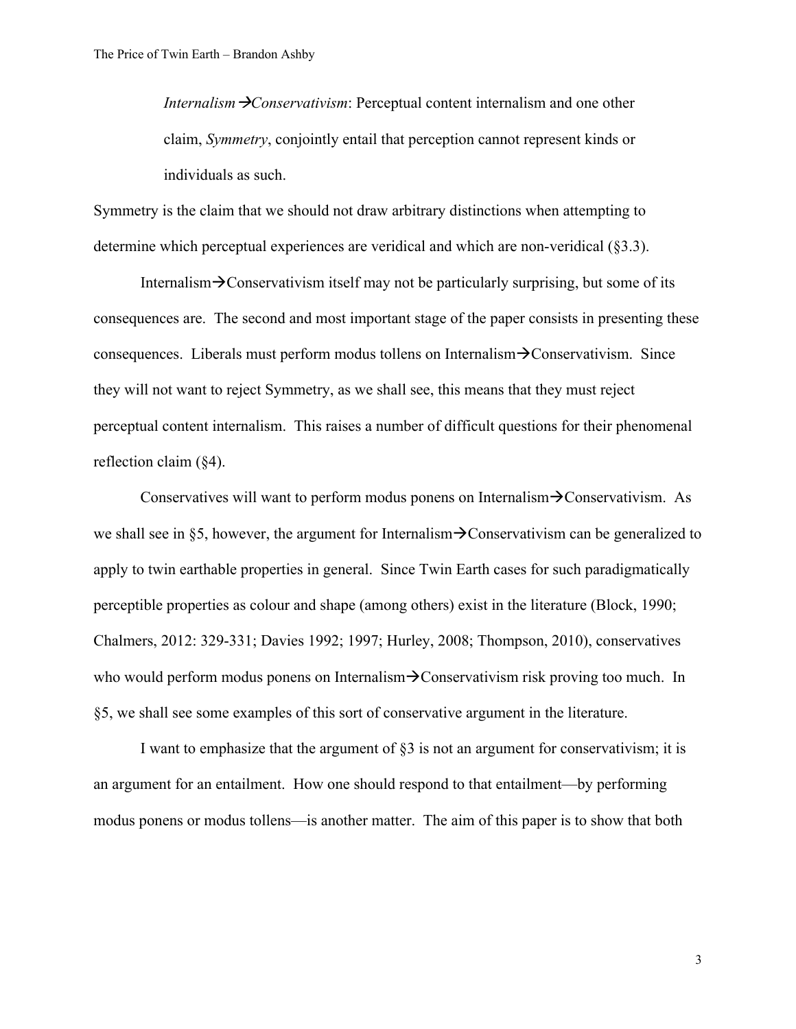> *Internalism*→*Conservativism*: Perceptual content internalism and one other claim, *Symmetry*, conjointly entail that perception cannot represent kinds or individuals as such.

Symmetry is the claim that we should not draw arbitrary distinctions when attempting to determine which perceptual experiences are veridical and which are non-veridical (§3.3).

Internalism→Conservativism itself may not be particularly surprising, but some of its consequences are. The second and most important stage of the paper consists in presenting these consequences. Liberals must perform modus tollens on Internalism→Conservativism. Since they will not want to reject Symmetry, as we shall see, this means that they must reject perceptual content internalism. This raises a number of difficult questions for their phenomenal reflection claim (§4).

Conservatives will want to perform modus ponens on Internalism→Conservativism. As we shall see in §5, however, the argument for Internalism→Conservativism can be generalized to apply to twin earthable properties in general. Since Twin Earth cases for such paradigmatically perceptible properties as colour and shape (among others) exist in the literature (Block, 1990; Chalmers, 2012: 329-331; Davies 1992; 1997; Hurley, 2008; Thompson, 2010), conservatives who would perform modus ponens on Internalism→Conservativism risk proving too much. In §5, we shall see some examples of this sort of conservative argument in the literature.

I want to emphasize that the argument of §3 is not an argument for conservativism; it is an argument for an entailment. How one should respond to that entailment—by performing modus ponens or modus tollens—is another matter. The aim of this paper is to show that both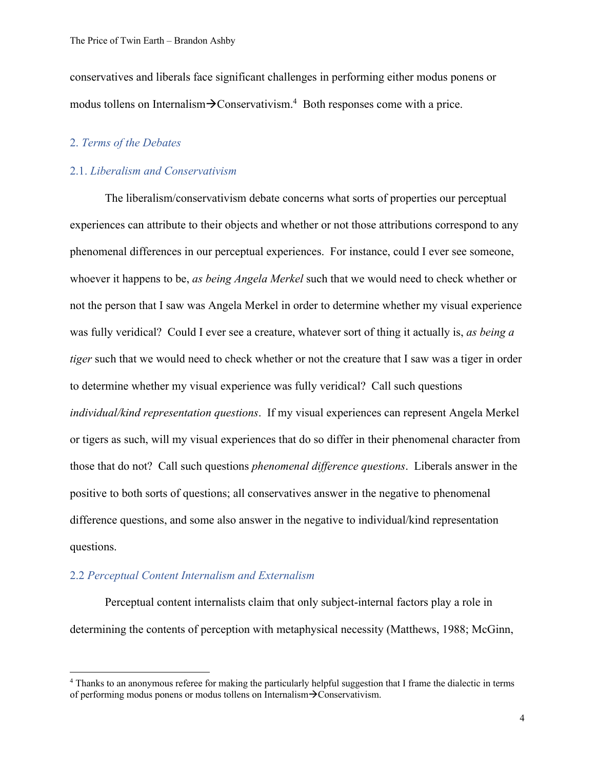conservatives and liberals face significant challenges in performing either modus ponens or modus tollens on Internalism→Conservativism.[4] Both responses come with a price.

## 2. *Terms of the Debates*

### 2.1. *Liberalism and Conservativism*

The liberalism/conservativism debate concerns what sorts of properties our perceptual experiences can attribute to their objects and whether or not those attributions correspond to any phenomenal differences in our perceptual experiences. For instance, could I ever see someone, whoever it happens to be, *as being Angela Merkel* such that we would need to check whether or not the person that I saw was Angela Merkel in order to determine whether my visual experience was fully veridical? Could I ever see a creature, whatever sort of thing it actually is, *as being a tiger* such that we would need to check whether or not the creature that I saw was a tiger in order to determine whether my visual experience was fully veridical? Call such questions *individual/kind representation questions*. If my visual experiences can represent Angela Merkel or tigers as such, will my visual experiences that do so differ in their phenomenal character from those that do not? Call such questions *phenomenal difference questions*. Liberals answer in the positive to both sorts of questions; all conservatives answer in the negative to phenomenal difference questions, and some also answer in the negative to individual/kind representation questions.

### 2.2 *Perceptual Content Internalism and Externalism*

Perceptual content internalists claim that only subject-internal factors play a role in determining the contents of perception with metaphysical necessity (Matthews, 1988; McGinn,

---

[4] Thanks to an anonymous referee for making the particularly helpful suggestion that I frame the dialectic in terms of performing modus ponens or modus tollens on Internalism→Conservativism.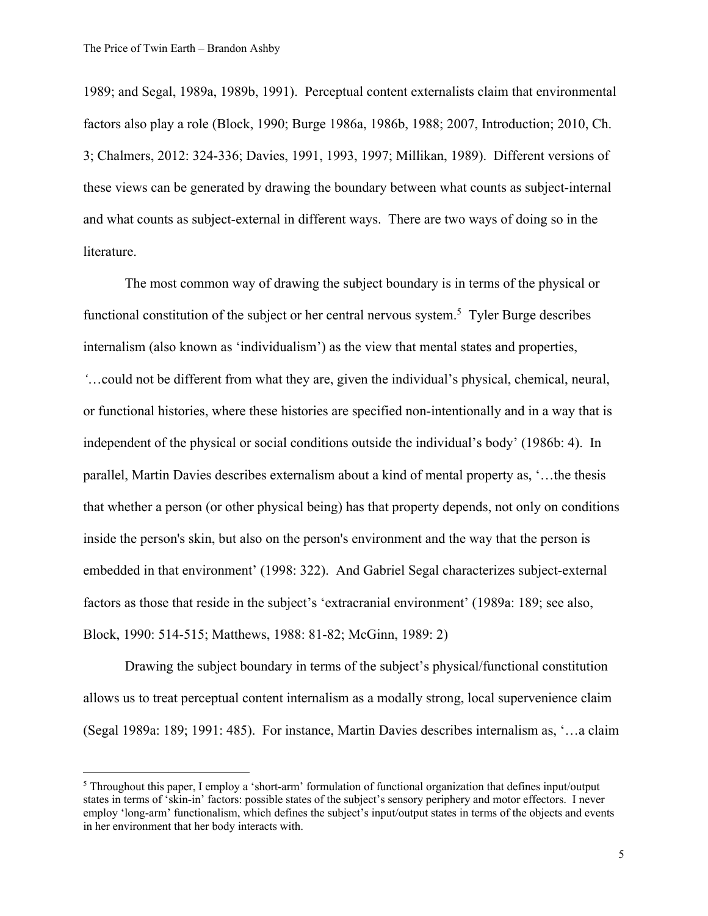1989; and Segal, 1989a, 1989b, 1991). Perceptual content externalists claim that environmental factors also play a role (Block, 1990; Burge 1986a, 1986b, 1988; 2007, Introduction; 2010, Ch. 3; Chalmers, 2012: 324-336; Davies, 1991, 1993, 1997; Millikan, 1989). Different versions of these views can be generated by drawing the boundary between what counts as subject-internal and what counts as subject-external in different ways. There are two ways of doing so in the literature.

The most common way of drawing the subject boundary is in terms of the physical or functional constitution of the subject or her central nervous system.[5] Tyler Burge describes internalism (also known as 'individualism') as the view that mental states and properties, '…could not be different from what they are, given the individual's physical, chemical, neural, or functional histories, where these histories are specified non-intentionally and in a way that is independent of the physical or social conditions outside the individual's body' (1986b: 4). In parallel, Martin Davies describes externalism about a kind of mental property as, '…the thesis that whether a person (or other physical being) has that property depends, not only on conditions inside the person's skin, but also on the person's environment and the way that the person is embedded in that environment' (1998: 322). And Gabriel Segal characterizes subject-external factors as those that reside in the subject's 'extracranial environment' (1989a: 189; see also, Block, 1990: 514-515; Matthews, 1988: 81-82; McGinn, 1989: 2)

Drawing the subject boundary in terms of the subject's physical/functional constitution allows us to treat perceptual content internalism as a modally strong, local supervenience claim (Segal 1989a: 189; 1991: 485). For instance, Martin Davies describes internalism as, '…a claim

[5] Throughout this paper, I employ a 'short-arm' formulation of functional organization that defines input/output states in terms of 'skin-in' factors: possible states of the subject's sensory periphery and motor effectors. I never employ 'long-arm' functionalism, which defines the subject's input/output states in terms of the objects and events in her environment that her body interacts with.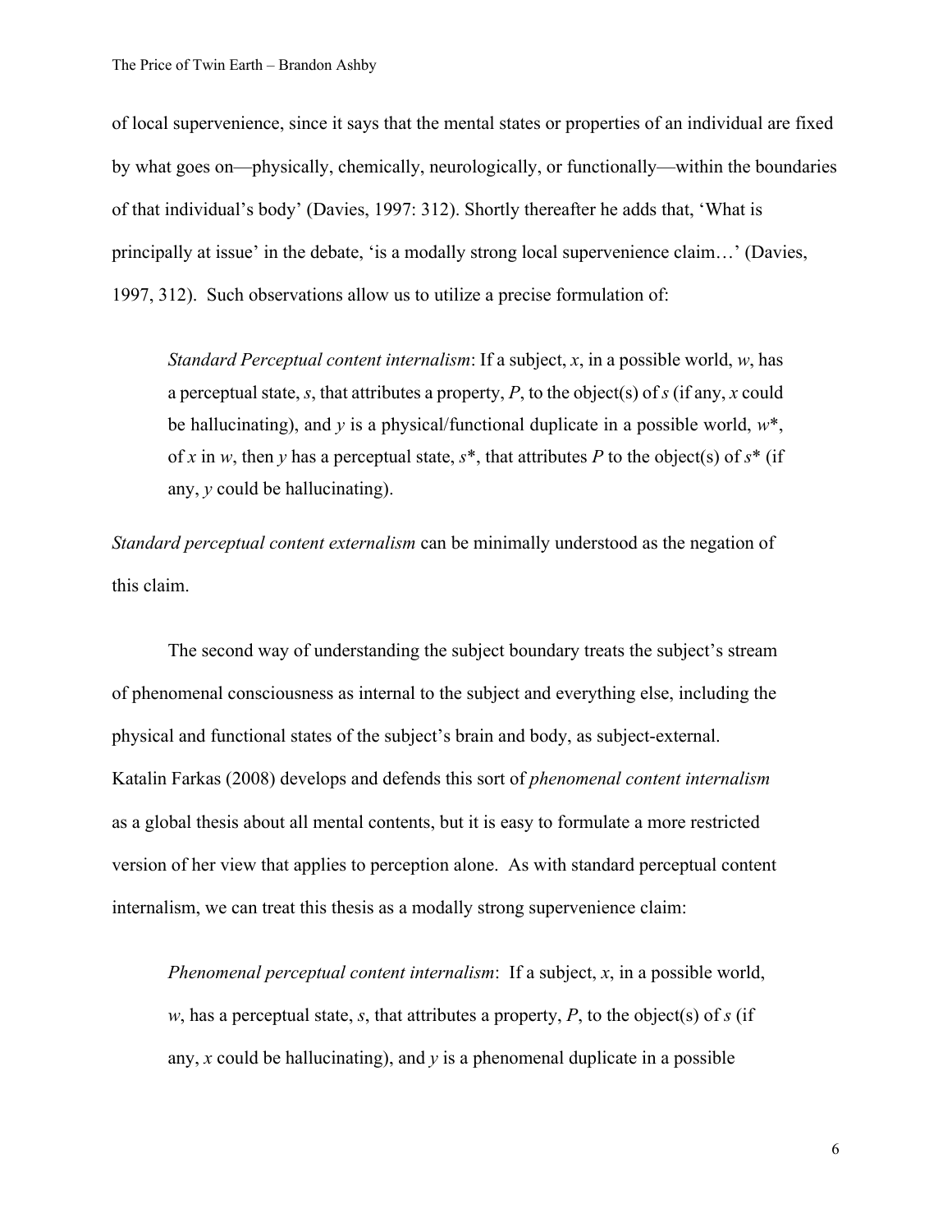of local supervenience, since it says that the mental states or properties of an individual are fixed by what goes on—physically, chemically, neurologically, or functionally—within the boundaries of that individual's body' (Davies, 1997: 312). Shortly thereafter he adds that, 'What is principally at issue' in the debate, 'is a modally strong local supervenience claim…' (Davies, 1997, 312). Such observations allow us to utilize a precise formulation of:

> *Standard Perceptual content internalism*: If a subject, *x*, in a possible world, *w*, has a perceptual state, *s*, that attributes a property, *P*, to the object(s) of *s* (if any, *x* could be hallucinating), and *y* is a physical/functional duplicate in a possible world, *w*\*, of *x* in *w*, then *y* has a perceptual state, *s*\*, that attributes *P* to the object(s) of *s*\* (if any, *y* could be hallucinating).

*Standard perceptual content externalism* can be minimally understood as the negation of this claim.

The second way of understanding the subject boundary treats the subject's stream of phenomenal consciousness as internal to the subject and everything else, including the physical and functional states of the subject's brain and body, as subject-external. Katalin Farkas (2008) develops and defends this sort of *phenomenal content internalism* as a global thesis about all mental contents, but it is easy to formulate a more restricted version of her view that applies to perception alone. As with standard perceptual content internalism, we can treat this thesis as a modally strong supervenience claim:

> *Phenomenal perceptual content internalism*: If a subject, *x*, in a possible world, *w*, has a perceptual state, *s*, that attributes a property, *P*, to the object(s) of *s* (if any, *x* could be hallucinating), and *y* is a phenomenal duplicate in a possible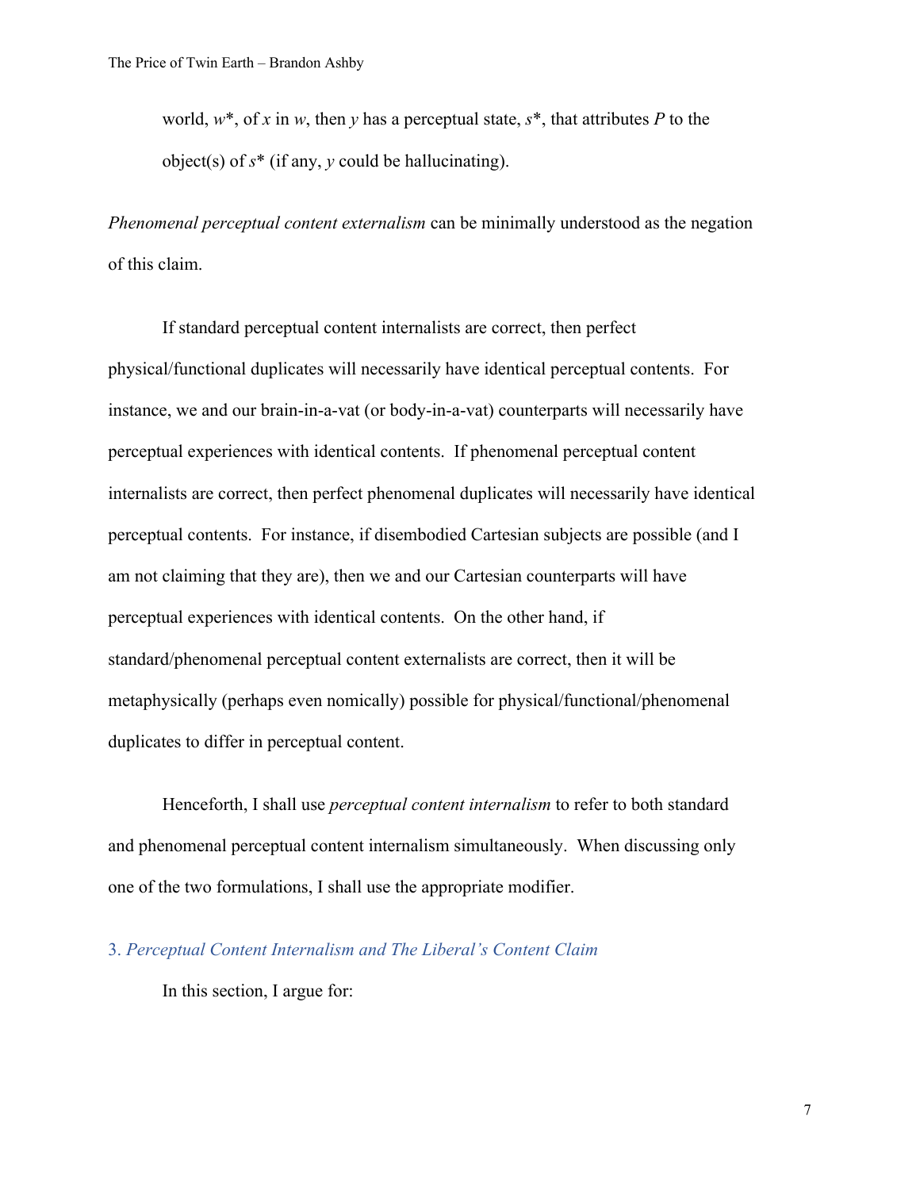world, $w^*$, of $x$ in $w$, then $y$ has a perceptual state, $s^*$, that attributes $P$ to the object(s) of $s^*$ (if any, $y$ could be hallucinating).

*Phenomenal perceptual content externalism* can be minimally understood as the negation of this claim.

If standard perceptual content internalists are correct, then perfect physical/functional duplicates will necessarily have identical perceptual contents. For instance, we and our brain-in-a-vat (or body-in-a-vat) counterparts will necessarily have perceptual experiences with identical contents. If phenomenal perceptual content internalists are correct, then perfect phenomenal duplicates will necessarily have identical perceptual contents. For instance, if disembodied Cartesian subjects are possible (and I am not claiming that they are), then we and our Cartesian counterparts will have perceptual experiences with identical contents. On the other hand, if standard/phenomenal perceptual content externalists are correct, then it will be metaphysically (perhaps even nomically) possible for physical/functional/phenomenal duplicates to differ in perceptual content.

Henceforth, I shall use *perceptual content internalism* to refer to both standard and phenomenal perceptual content internalism simultaneously. When discussing only one of the two formulations, I shall use the appropriate modifier.

## 3. *Perceptual Content Internalism and The Liberal's Content Claim*

In this section, I argue for: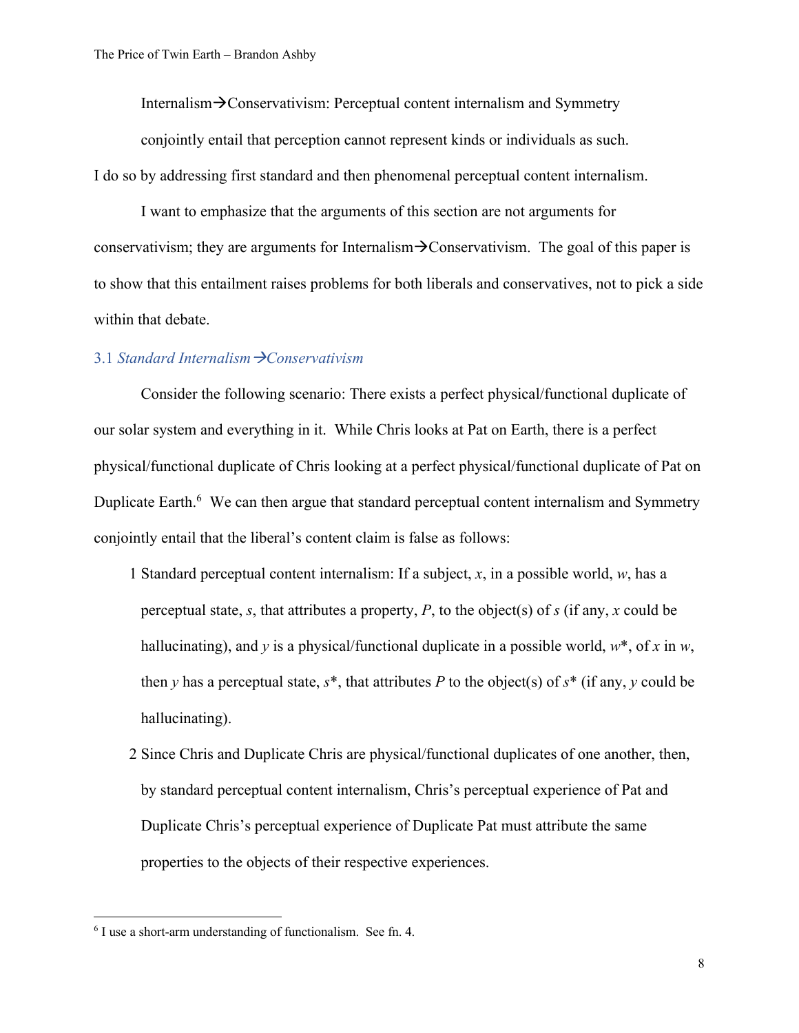Internalism→Conservativism: Perceptual content internalism and Symmetry conjointly entail that perception cannot represent kinds or individuals as such.

I do so by addressing first standard and then phenomenal perceptual content internalism.

I want to emphasize that the arguments of this section are not arguments for conservativism; they are arguments for Internalism→Conservativism. The goal of this paper is to show that this entailment raises problems for both liberals and conservatives, not to pick a side within that debate.

### 3.1 *Standard Internalism→Conservativism*

Consider the following scenario: There exists a perfect physical/functional duplicate of our solar system and everything in it. While Chris looks at Pat on Earth, there is a perfect physical/functional duplicate of Chris looking at a perfect physical/functional duplicate of Pat on Duplicate Earth.[6] We can then argue that standard perceptual content internalism and Symmetry conjointly entail that the liberal's content claim is false as follows:

1 Standard perceptual content internalism: If a subject, *x*, in a possible world, *w*, has a perceptual state, *s*, that attributes a property, *P*, to the object(s) of *s* (if any, *x* could be hallucinating), and *y* is a physical/functional duplicate in a possible world, *w*\*, of *x* in *w*, then *y* has a perceptual state, *s*\*, that attributes *P* to the object(s) of *s*\* (if any, *y* could be hallucinating).

2 Since Chris and Duplicate Chris are physical/functional duplicates of one another, then, by standard perceptual content internalism, Chris's perceptual experience of Pat and Duplicate Chris's perceptual experience of Duplicate Pat must attribute the same properties to the objects of their respective experiences.

[6] I use a short-arm understanding of functionalism. See fn. 4.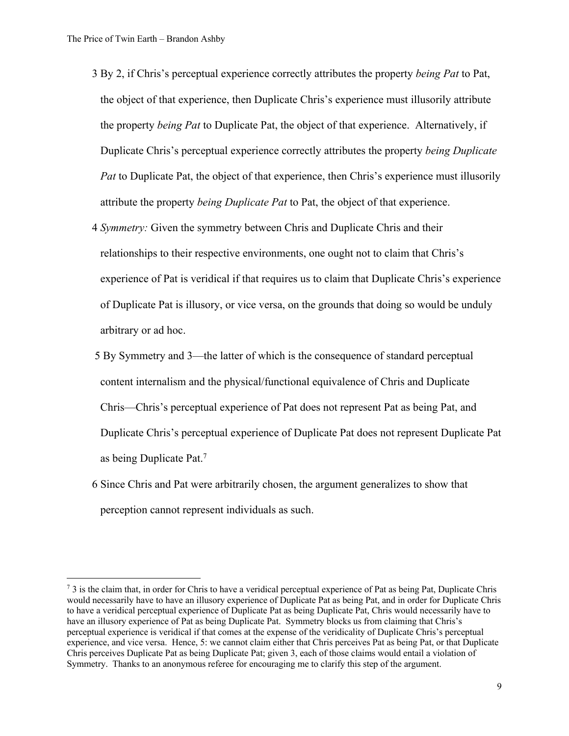3 By 2, if Chris's perceptual experience correctly attributes the property *being Pat* to Pat, the object of that experience, then Duplicate Chris's experience must illusorily attribute the property *being Pat* to Duplicate Pat, the object of that experience. Alternatively, if Duplicate Chris's perceptual experience correctly attributes the property *being Duplicate Pat* to Duplicate Pat, the object of that experience, then Chris's experience must illusorily attribute the property *being Duplicate Pat* to Pat, the object of that experience.

4 *Symmetry:* Given the symmetry between Chris and Duplicate Chris and their relationships to their respective environments, one ought not to claim that Chris's experience of Pat is veridical if that requires us to claim that Duplicate Chris's experience of Duplicate Pat is illusory, or vice versa, on the grounds that doing so would be unduly arbitrary or ad hoc.

5 By Symmetry and 3—the latter of which is the consequence of standard perceptual content internalism and the physical/functional equivalence of Chris and Duplicate Chris—Chris's perceptual experience of Pat does not represent Pat as being Pat, and Duplicate Chris's perceptual experience of Duplicate Pat does not represent Duplicate Pat as being Duplicate Pat.[7]

6 Since Chris and Pat were arbitrarily chosen, the argument generalizes to show that perception cannot represent individuals as such.

[7] 3 is the claim that, in order for Chris to have a veridical perceptual experience of Pat as being Pat, Duplicate Chris would necessarily have to have an illusory experience of Duplicate Pat as being Pat, and in order for Duplicate Chris to have a veridical perceptual experience of Duplicate Pat as being Duplicate Pat, Chris would necessarily have to have an illusory experience of Pat as being Duplicate Pat. Symmetry blocks us from claiming that Chris's perceptual experience is veridical if that comes at the expense of the veridicality of Duplicate Chris's perceptual experience, and vice versa. Hence, 5: we cannot claim either that Chris perceives Pat as being Pat, or that Duplicate Chris perceives Duplicate Pat as being Duplicate Pat; given 3, each of those claims would entail a violation of Symmetry. Thanks to an anonymous referee for encouraging me to clarify this step of the argument.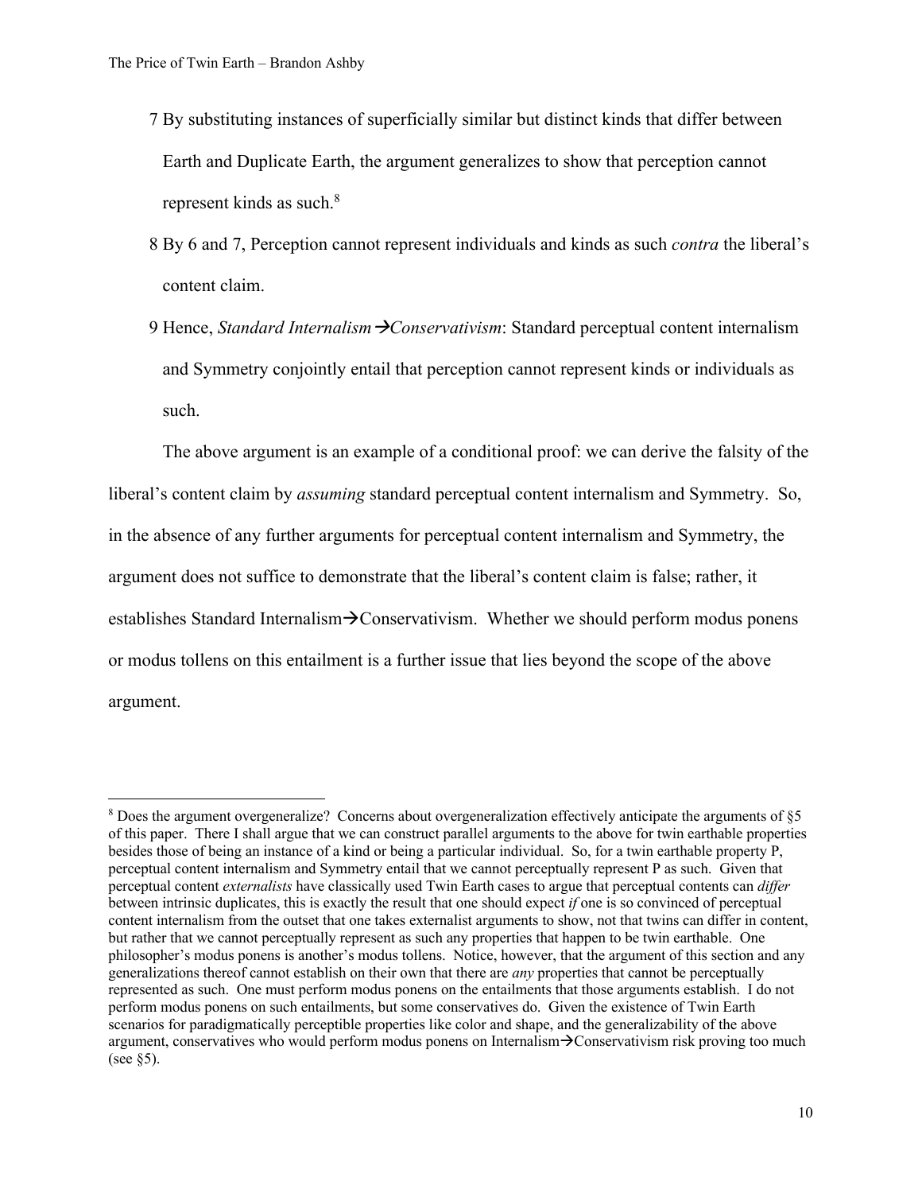7 By substituting instances of superficially similar but distinct kinds that differ between Earth and Duplicate Earth, the argument generalizes to show that perception cannot represent kinds as such.[8]

8 By 6 and 7, Perception cannot represent individuals and kinds as such *contra* the liberal's content claim.

9 Hence, *Standard Internalism→Conservativism*: Standard perceptual content internalism and Symmetry conjointly entail that perception cannot represent kinds or individuals as such.

The above argument is an example of a conditional proof: we can derive the falsity of the liberal's content claim by *assuming* standard perceptual content internalism and Symmetry. So, in the absence of any further arguments for perceptual content internalism and Symmetry, the argument does not suffice to demonstrate that the liberal's content claim is false; rather, it establishes Standard Internalism→Conservativism. Whether we should perform modus ponens or modus tollens on this entailment is a further issue that lies beyond the scope of the above argument.

---

[8] Does the argument overgeneralize? Concerns about overgeneralization effectively anticipate the arguments of §5 of this paper. There I shall argue that we can construct parallel arguments to the above for twin earthable properties besides those of being an instance of a kind or being a particular individual. So, for a twin earthable property P, perceptual content internalism and Symmetry entail that we cannot perceptually represent P as such. Given that perceptual content *externalists* have classically used Twin Earth cases to argue that perceptual contents can *differ* between intrinsic duplicates, this is exactly the result that one should expect *if* one is so convinced of perceptual content internalism from the outset that one takes externalist arguments to show, not that twins can differ in content, but rather that we cannot perceptually represent as such any properties that happen to be twin earthable. One philosopher's modus ponens is another's modus tollens. Notice, however, that the argument of this section and any generalizations thereof cannot establish on their own that there are *any* properties that cannot be perceptually represented as such. One must perform modus ponens on the entailments that those arguments establish. I do not perform modus ponens on such entailments, but some conservatives do. Given the existence of Twin Earth scenarios for paradigmatically perceptible properties like color and shape, and the generalizability of the above argument, conservatives who would perform modus ponens on Internalism→Conservativism risk proving too much (see §5).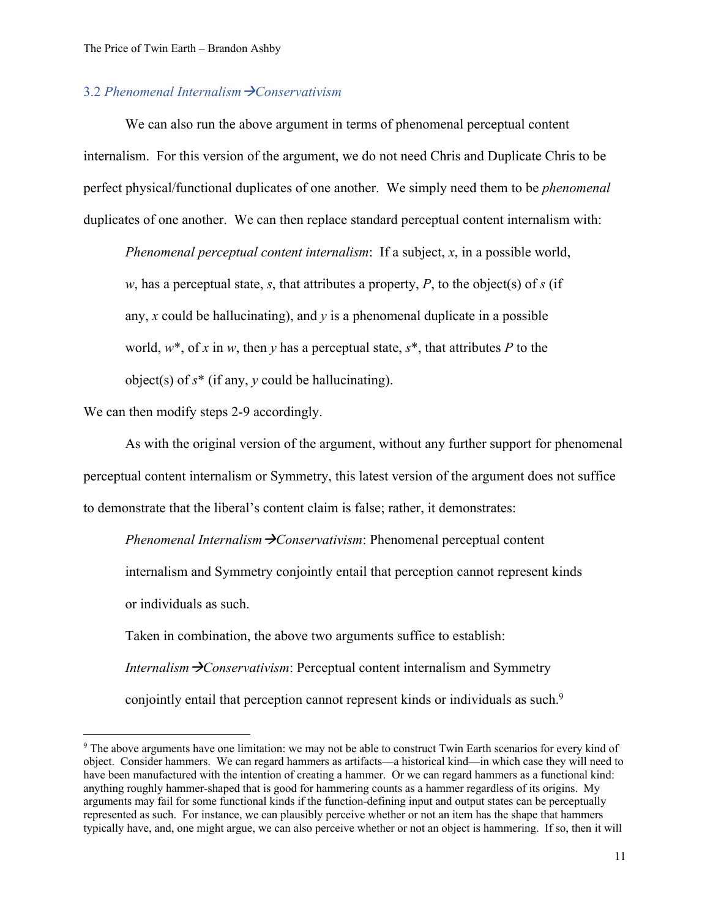### 3.2 *Phenomenal Internalism→Conservativism*

We can also run the above argument in terms of phenomenal perceptual content internalism. For this version of the argument, we do not need Chris and Duplicate Chris to be perfect physical/functional duplicates of one another. We simply need them to be *phenomenal* duplicates of one another. We can then replace standard perceptual content internalism with:

> *Phenomenal perceptual content internalism*: If a subject, $x$, in a possible world, $w$, has a perceptual state, $s$, that attributes a property, $P$, to the object(s) of $s$ (if any, $x$ could be hallucinating), and $y$ is a phenomenal duplicate in a possible world, $w^*$, of $x$ in $w$, then $y$ has a perceptual state, $s^*$, that attributes $P$ to the object(s) of $s^*$ (if any, $y$ could be hallucinating).

We can then modify steps 2-9 accordingly.

As with the original version of the argument, without any further support for phenomenal perceptual content internalism or Symmetry, this latest version of the argument does not suffice to demonstrate that the liberal's content claim is false; rather, it demonstrates:

> *Phenomenal Internalism→Conservativism*: Phenomenal perceptual content internalism and Symmetry conjointly entail that perception cannot represent kinds or individuals as such.

Taken in combination, the above two arguments suffice to establish:

> *Internalism→Conservativism*: Perceptual content internalism and Symmetry conjointly entail that perception cannot represent kinds or individuals as such.[9]

---

[9] The above arguments have one limitation: we may not be able to construct Twin Earth scenarios for every kind of object. Consider hammers. We can regard hammers as artifacts—a historical kind—in which case they will need to have been manufactured with the intention of creating a hammer. Or we can regard hammers as a functional kind: anything roughly hammer-shaped that is good for hammering counts as a hammer regardless of its origins. My arguments may fail for some functional kinds if the function-defining input and output states can be perceptually represented as such. For instance, we can plausibly perceive whether or not an item has the shape that hammers typically have, and, one might argue, we can also perceive whether or not an object is hammering. If so, then it will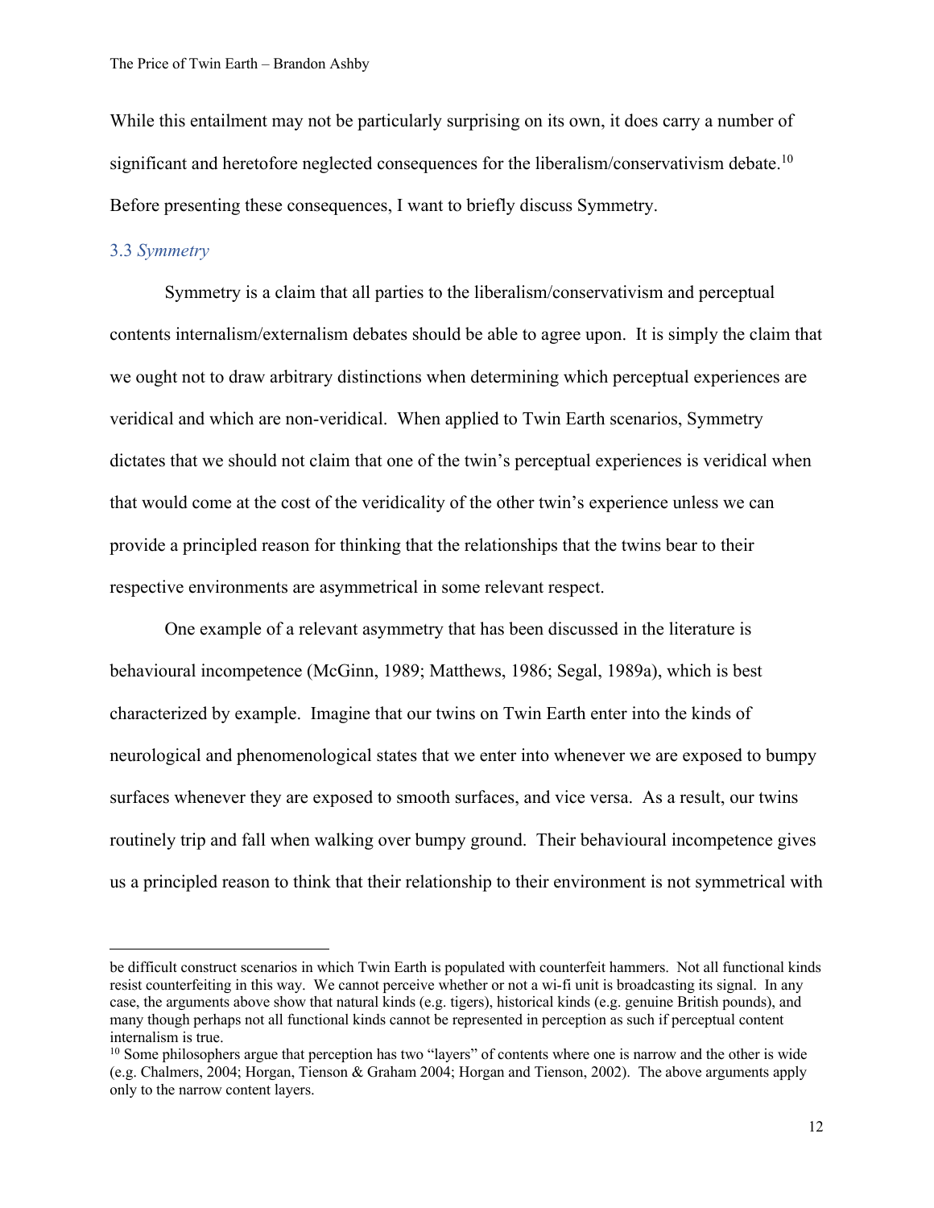While this entailment may not be particularly surprising on its own, it does carry a number of significant and heretofore neglected consequences for the liberalism/conservativism debate.[10] Before presenting these consequences, I want to briefly discuss Symmetry.

### 3.3 *Symmetry*

Symmetry is a claim that all parties to the liberalism/conservativism and perceptual contents internalism/externalism debates should be able to agree upon. It is simply the claim that we ought not to draw arbitrary distinctions when determining which perceptual experiences are veridical and which are non-veridical. When applied to Twin Earth scenarios, Symmetry dictates that we should not claim that one of the twin's perceptual experiences is veridical when that would come at the cost of the veridicality of the other twin's experience unless we can provide a principled reason for thinking that the relationships that the twins bear to their respective environments are asymmetrical in some relevant respect.

One example of a relevant asymmetry that has been discussed in the literature is behavioural incompetence (McGinn, 1989; Matthews, 1986; Segal, 1989a), which is best characterized by example. Imagine that our twins on Twin Earth enter into the kinds of neurological and phenomenological states that we enter into whenever we are exposed to bumpy surfaces whenever they are exposed to smooth surfaces, and vice versa. As a result, our twins routinely trip and fall when walking over bumpy ground. Their behavioural incompetence gives us a principled reason to think that their relationship to their environment is not symmetrical with

---

be difficult construct scenarios in which Twin Earth is populated with counterfeit hammers. Not all functional kinds resist counterfeiting in this way. We cannot perceive whether or not a wi-fi unit is broadcasting its signal. In any case, the arguments above show that natural kinds (e.g. tigers), historical kinds (e.g. genuine British pounds), and many though perhaps not all functional kinds cannot be represented in perception as such if perceptual content internalism is true.

[10] Some philosophers argue that perception has two "layers" of contents where one is narrow and the other is wide (e.g. Chalmers, 2004; Horgan, Tienson & Graham 2004; Horgan and Tienson, 2002). The above arguments apply only to the narrow content layers.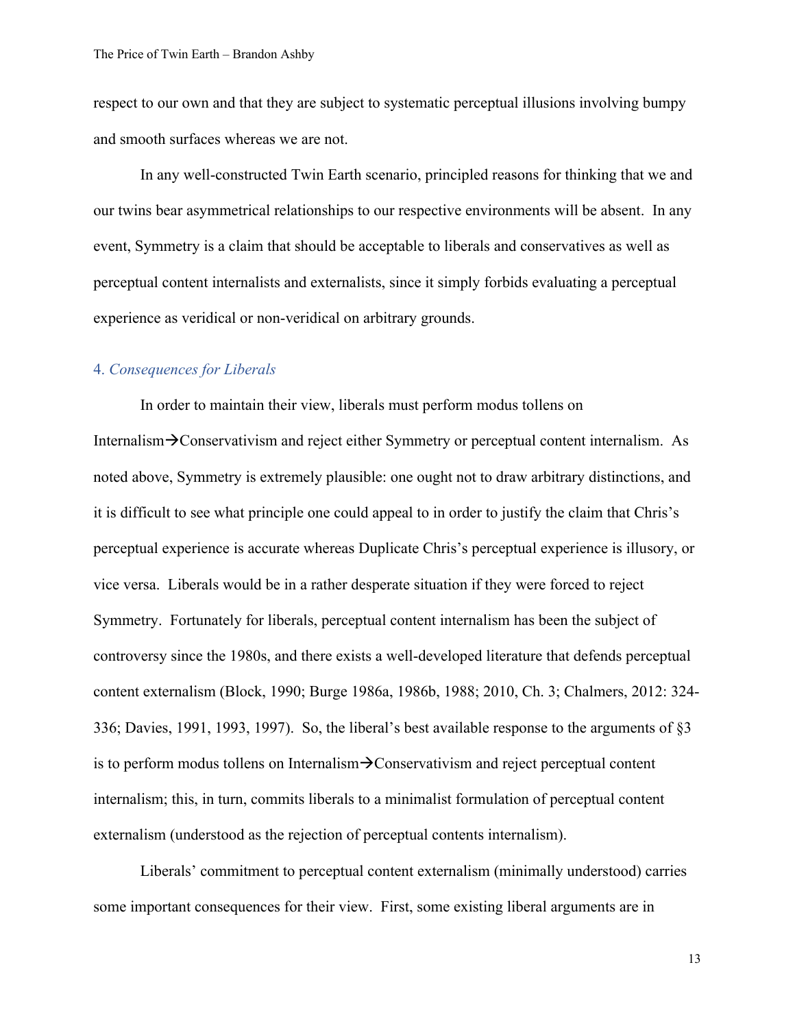respect to our own and that they are subject to systematic perceptual illusions involving bumpy and smooth surfaces whereas we are not.

In any well-constructed Twin Earth scenario, principled reasons for thinking that we and our twins bear asymmetrical relationships to our respective environments will be absent. In any event, Symmetry is a claim that should be acceptable to liberals and conservatives as well as perceptual content internalists and externalists, since it simply forbids evaluating a perceptual experience as veridical or non-veridical on arbitrary grounds.

## 4. *Consequences for Liberals*

In order to maintain their view, liberals must perform modus tollens on Internalism→Conservativism and reject either Symmetry or perceptual content internalism. As noted above, Symmetry is extremely plausible: one ought not to draw arbitrary distinctions, and it is difficult to see what principle one could appeal to in order to justify the claim that Chris's perceptual experience is accurate whereas Duplicate Chris's perceptual experience is illusory, or vice versa. Liberals would be in a rather desperate situation if they were forced to reject Symmetry. Fortunately for liberals, perceptual content internalism has been the subject of controversy since the 1980s, and there exists a well-developed literature that defends perceptual content externalism (Block, 1990; Burge 1986a, 1986b, 1988; 2010, Ch. 3; Chalmers, 2012: 324-336; Davies, 1991, 1993, 1997). So, the liberal's best available response to the arguments of §3 is to perform modus tollens on Internalism→Conservativism and reject perceptual content internalism; this, in turn, commits liberals to a minimalist formulation of perceptual content externalism (understood as the rejection of perceptual contents internalism).

Liberals' commitment to perceptual content externalism (minimally understood) carries some important consequences for their view. First, some existing liberal arguments are in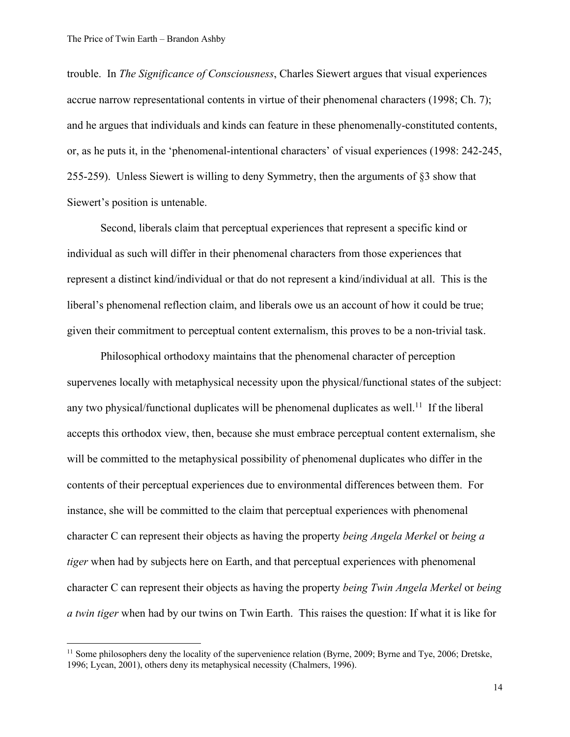trouble. In *The Significance of Consciousness*, Charles Siewert argues that visual experiences accrue narrow representational contents in virtue of their phenomenal characters (1998; Ch. 7); and he argues that individuals and kinds can feature in these phenomenally-constituted contents, or, as he puts it, in the 'phenomenal-intentional characters' of visual experiences (1998: 242-245, 255-259). Unless Siewert is willing to deny Symmetry, then the arguments of §3 show that Siewert's position is untenable.

Second, liberals claim that perceptual experiences that represent a specific kind or individual as such will differ in their phenomenal characters from those experiences that represent a distinct kind/individual or that do not represent a kind/individual at all. This is the liberal's phenomenal reflection claim, and liberals owe us an account of how it could be true; given their commitment to perceptual content externalism, this proves to be a non-trivial task.

Philosophical orthodoxy maintains that the phenomenal character of perception supervenes locally with metaphysical necessity upon the physical/functional states of the subject: any two physical/functional duplicates will be phenomenal duplicates as well.[11] If the liberal accepts this orthodox view, then, because she must embrace perceptual content externalism, she will be committed to the metaphysical possibility of phenomenal duplicates who differ in the contents of their perceptual experiences due to environmental differences between them. For instance, she will be committed to the claim that perceptual experiences with phenomenal character C can represent their objects as having the property *being Angela Merkel* or *being a tiger* when had by subjects here on Earth, and that perceptual experiences with phenomenal character C can represent their objects as having the property *being Twin Angela Merkel* or *being a twin tiger* when had by our twins on Twin Earth. This raises the question: If what it is like for

[11] Some philosophers deny the locality of the supervenience relation (Byrne, 2009; Byrne and Tye, 2006; Dretske, 1996; Lycan, 2001), others deny its metaphysical necessity (Chalmers, 1996).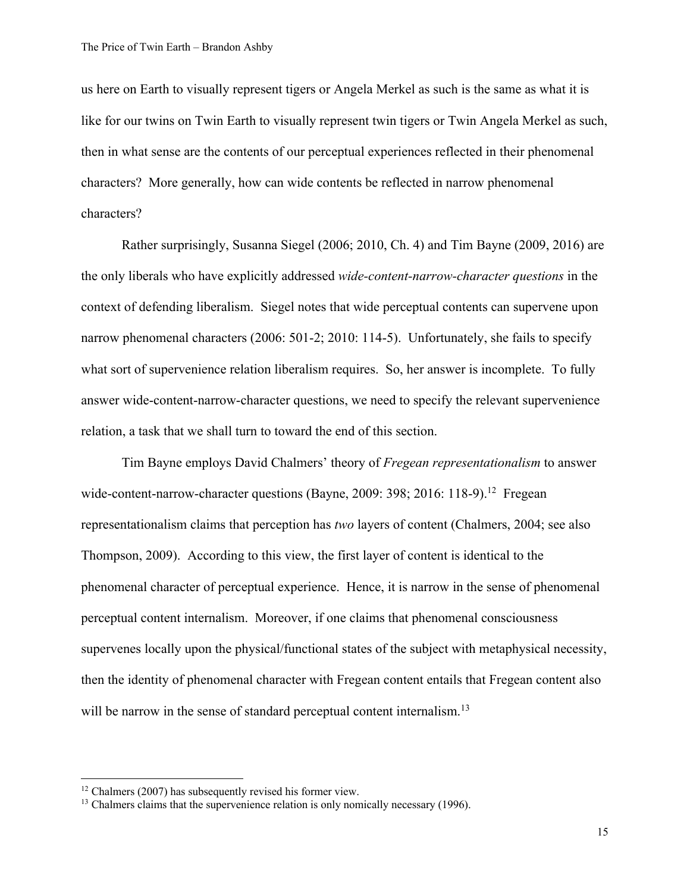us here on Earth to visually represent tigers or Angela Merkel as such is the same as what it is like for our twins on Twin Earth to visually represent twin tigers or Twin Angela Merkel as such, then in what sense are the contents of our perceptual experiences reflected in their phenomenal characters? More generally, how can wide contents be reflected in narrow phenomenal characters?

Rather surprisingly, Susanna Siegel (2006; 2010, Ch. 4) and Tim Bayne (2009, 2016) are the only liberals who have explicitly addressed *wide-content-narrow-character questions* in the context of defending liberalism. Siegel notes that wide perceptual contents can supervene upon narrow phenomenal characters (2006: 501-2; 2010: 114-5). Unfortunately, she fails to specify what sort of supervenience relation liberalism requires. So, her answer is incomplete. To fully answer wide-content-narrow-character questions, we need to specify the relevant supervenience relation, a task that we shall turn to toward the end of this section.

Tim Bayne employs David Chalmers' theory of *Fregean representationalism* to answer wide-content-narrow-character questions (Bayne, 2009: 398; 2016: 118-9).[12] Fregean representationalism claims that perception has *two* layers of content (Chalmers, 2004; see also Thompson, 2009). According to this view, the first layer of content is identical to the phenomenal character of perceptual experience. Hence, it is narrow in the sense of phenomenal perceptual content internalism. Moreover, if one claims that phenomenal consciousness supervenes locally upon the physical/functional states of the subject with metaphysical necessity, then the identity of phenomenal character with Fregean content entails that Fregean content also will be narrow in the sense of standard perceptual content internalism.[13]

---

[12] Chalmers (2007) has subsequently revised his former view.

[13] Chalmers claims that the supervenience relation is only nomically necessary (1996).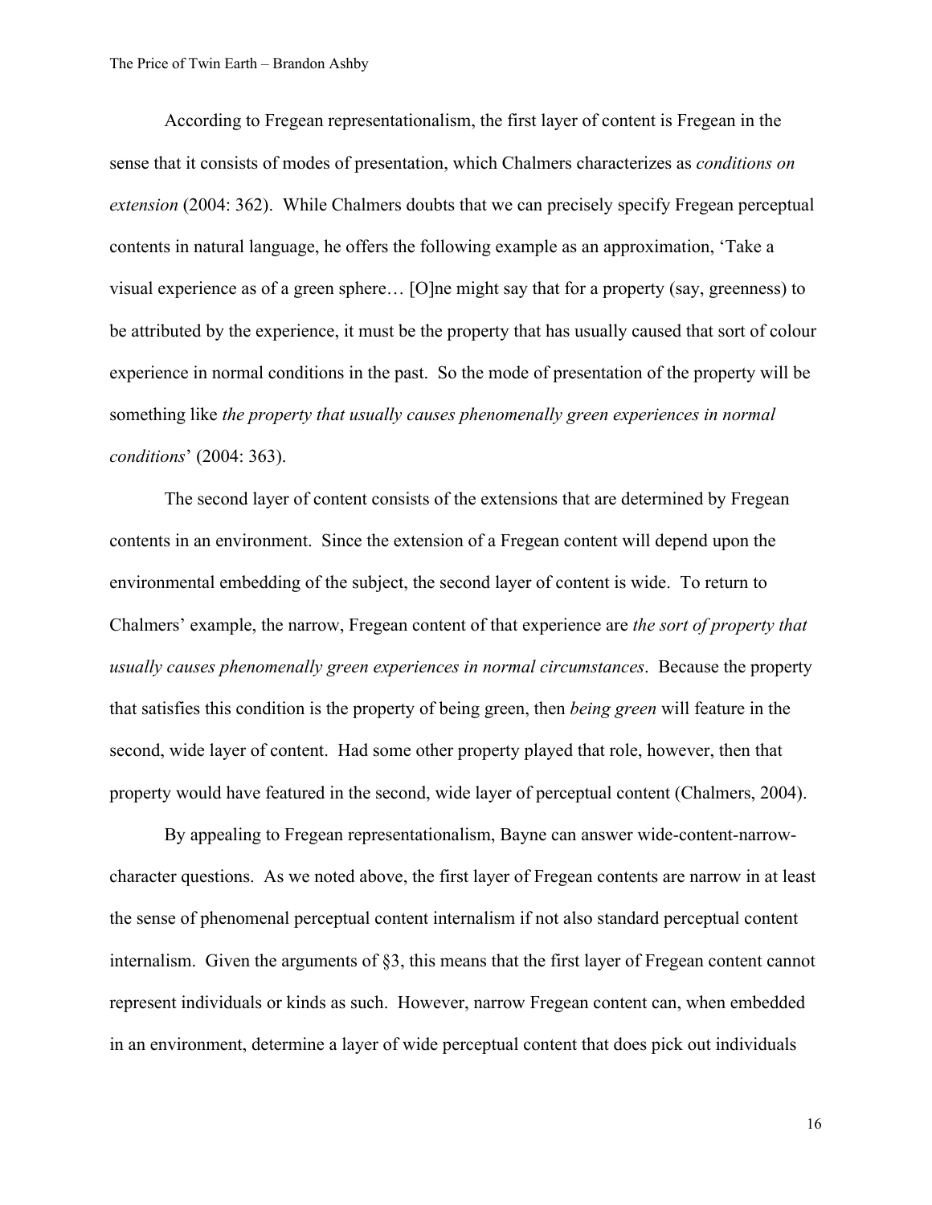According to Fregean representationalism, the first layer of content is Fregean in the sense that it consists of modes of presentation, which Chalmers characterizes as *conditions on extension* (2004: 362). While Chalmers doubts that we can precisely specify Fregean perceptual contents in natural language, he offers the following example as an approximation, 'Take a visual experience as of a green sphere… [O]ne might say that for a property (say, greenness) to be attributed by the experience, it must be the property that has usually caused that sort of colour experience in normal conditions in the past. So the mode of presentation of the property will be something like *the property that usually causes phenomenally green experiences in normal conditions*' (2004: 363).

The second layer of content consists of the extensions that are determined by Fregean contents in an environment. Since the extension of a Fregean content will depend upon the environmental embedding of the subject, the second layer of content is wide. To return to Chalmers' example, the narrow, Fregean content of that experience are *the sort of property that usually causes phenomenally green experiences in normal circumstances*. Because the property that satisfies this condition is the property of being green, then *being green* will feature in the second, wide layer of content. Had some other property played that role, however, then that property would have featured in the second, wide layer of perceptual content (Chalmers, 2004).

By appealing to Fregean representationalism, Bayne can answer wide-content-narrow-character questions. As we noted above, the first layer of Fregean contents are narrow in at least the sense of phenomenal perceptual content internalism if not also standard perceptual content internalism. Given the arguments of §3, this means that the first layer of Fregean content cannot represent individuals or kinds as such. However, narrow Fregean content can, when embedded in an environment, determine a layer of wide perceptual content that does pick out individuals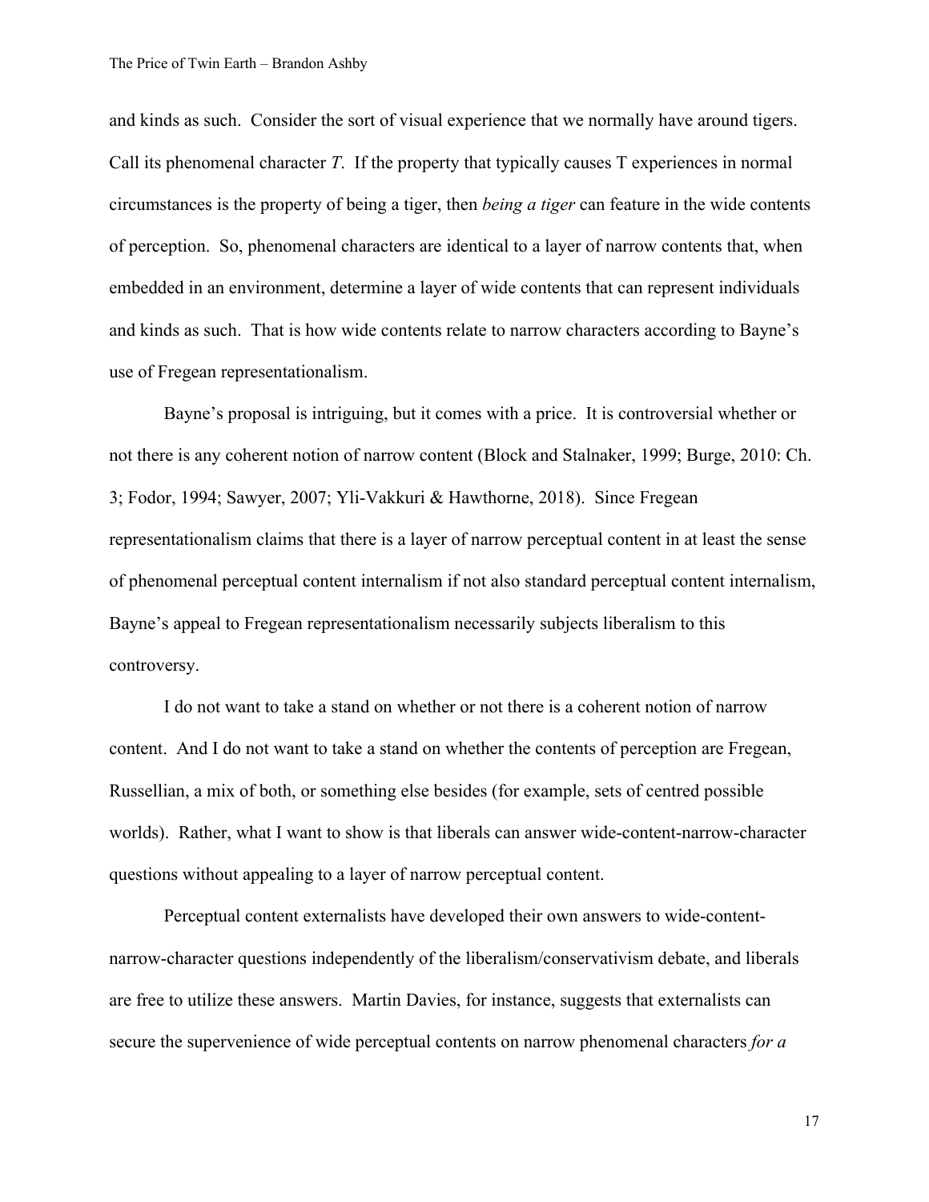and kinds as such. Consider the sort of visual experience that we normally have around tigers. Call its phenomenal character *T*. If the property that typically causes T experiences in normal circumstances is the property of being a tiger, then *being a tiger* can feature in the wide contents of perception. So, phenomenal characters are identical to a layer of narrow contents that, when embedded in an environment, determine a layer of wide contents that can represent individuals and kinds as such. That is how wide contents relate to narrow characters according to Bayne's use of Fregean representationalism.

Bayne's proposal is intriguing, but it comes with a price. It is controversial whether or not there is any coherent notion of narrow content (Block and Stalnaker, 1999; Burge, 2010: Ch. 3; Fodor, 1994; Sawyer, 2007; Yli-Vakkuri & Hawthorne, 2018). Since Fregean representationalism claims that there is a layer of narrow perceptual content in at least the sense of phenomenal perceptual content internalism if not also standard perceptual content internalism, Bayne's appeal to Fregean representationalism necessarily subjects liberalism to this controversy.

I do not want to take a stand on whether or not there is a coherent notion of narrow content. And I do not want to take a stand on whether the contents of perception are Fregean, Russellian, a mix of both, or something else besides (for example, sets of centred possible worlds). Rather, what I want to show is that liberals can answer wide-content-narrow-character questions without appealing to a layer of narrow perceptual content.

Perceptual content externalists have developed their own answers to wide-content-narrow-character questions independently of the liberalism/conservativism debate, and liberals are free to utilize these answers. Martin Davies, for instance, suggests that externalists can secure the supervenience of wide perceptual contents on narrow phenomenal characters *for a*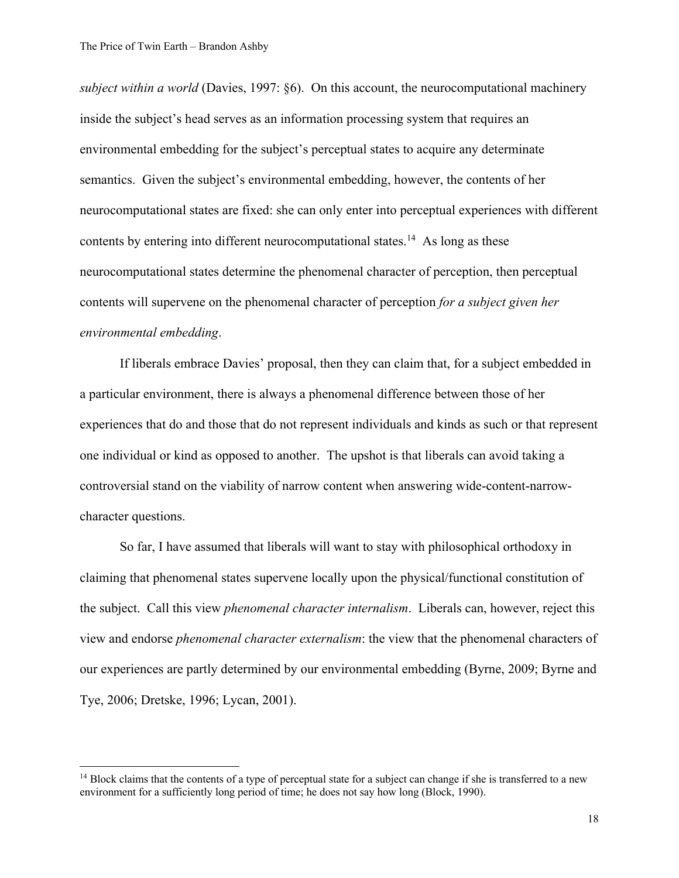*subject within a world* (Davies, 1997: §6). On this account, the neurocomputational machinery inside the subject's head serves as an information processing system that requires an environmental embedding for the subject's perceptual states to acquire any determinate semantics. Given the subject's environmental embedding, however, the contents of her neurocomputational states are fixed: she can only enter into perceptual experiences with different contents by entering into different neurocomputational states.[14] As long as these neurocomputational states determine the phenomenal character of perception, then perceptual contents will supervene on the phenomenal character of perception *for a subject given her environmental embedding*.

If liberals embrace Davies' proposal, then they can claim that, for a subject embedded in a particular environment, there is always a phenomenal difference between those of her experiences that do and those that do not represent individuals and kinds as such or that represent one individual or kind as opposed to another. The upshot is that liberals can avoid taking a controversial stand on the viability of narrow content when answering wide-content-narrow-character questions.

So far, I have assumed that liberals will want to stay with philosophical orthodoxy in claiming that phenomenal states supervene locally upon the physical/functional constitution of the subject. Call this view *phenomenal character internalism*. Liberals can, however, reject this view and endorse *phenomenal character externalism*: the view that the phenomenal characters of our experiences are partly determined by our environmental embedding (Byrne, 2009; Byrne and Tye, 2006; Dretske, 1996; Lycan, 2001).

---

[14] Block claims that the contents of a type of perceptual state for a subject can change if she is transferred to a new environment for a sufficiently long period of time; he does not say how long (Block, 1990).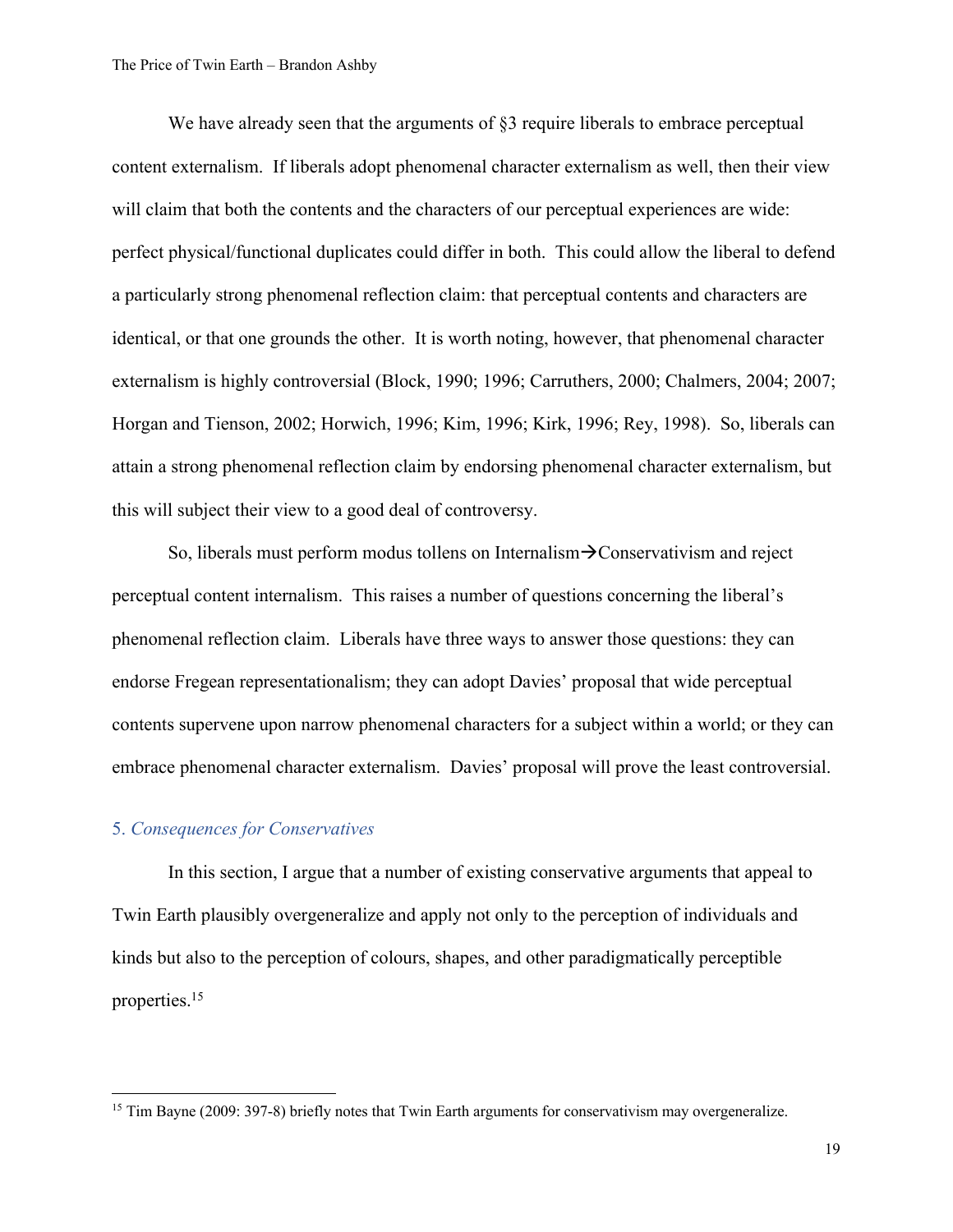We have already seen that the arguments of §3 require liberals to embrace perceptual content externalism. If liberals adopt phenomenal character externalism as well, then their view will claim that both the contents and the characters of our perceptual experiences are wide: perfect physical/functional duplicates could differ in both. This could allow the liberal to defend a particularly strong phenomenal reflection claim: that perceptual contents and characters are identical, or that one grounds the other. It is worth noting, however, that phenomenal character externalism is highly controversial (Block, 1990; 1996; Carruthers, 2000; Chalmers, 2004; 2007; Horgan and Tienson, 2002; Horwich, 1996; Kim, 1996; Kirk, 1996; Rey, 1998). So, liberals can attain a strong phenomenal reflection claim by endorsing phenomenal character externalism, but this will subject their view to a good deal of controversy.

So, liberals must perform modus tollens on Internalism→Conservativism and reject perceptual content internalism. This raises a number of questions concerning the liberal's phenomenal reflection claim. Liberals have three ways to answer those questions: they can endorse Fregean representationalism; they can adopt Davies' proposal that wide perceptual contents supervene upon narrow phenomenal characters for a subject within a world; or they can embrace phenomenal character externalism. Davies' proposal will prove the least controversial.

## 5. *Consequences for Conservatives*

In this section, I argue that a number of existing conservative arguments that appeal to Twin Earth plausibly overgeneralize and apply not only to the perception of individuals and kinds but also to the perception of colours, shapes, and other paradigmatically perceptible properties.[15]

---

[15] Tim Bayne (2009: 397-8) briefly notes that Twin Earth arguments for conservativism may overgeneralize.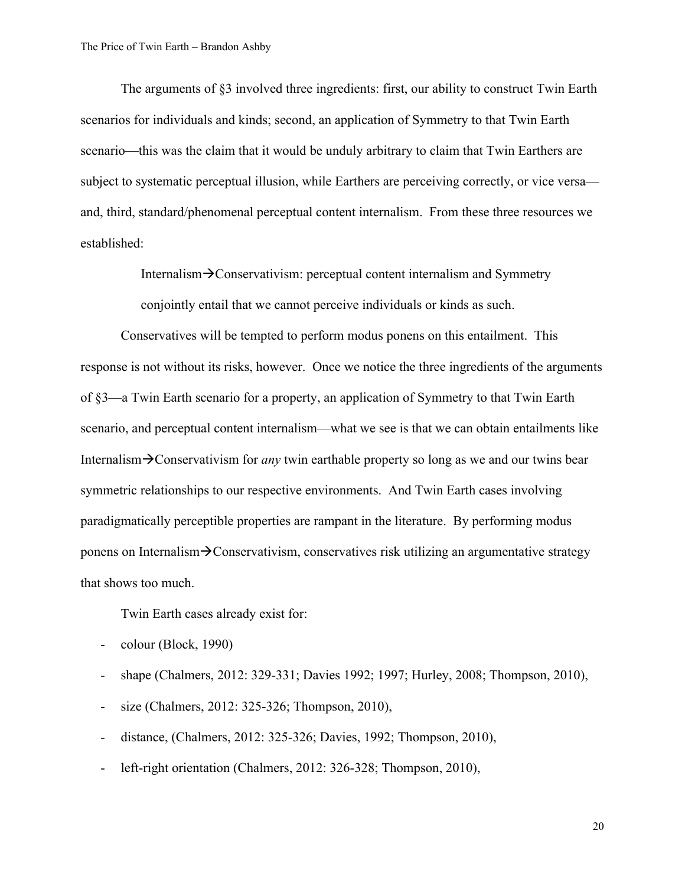The arguments of §3 involved three ingredients: first, our ability to construct Twin Earth scenarios for individuals and kinds; second, an application of Symmetry to that Twin Earth scenario—this was the claim that it would be unduly arbitrary to claim that Twin Earthers are subject to systematic perceptual illusion, while Earthers are perceiving correctly, or vice versa—and, third, standard/phenomenal perceptual content internalism. From these three resources we established:

> Internalism→Conservativism: perceptual content internalism and Symmetry conjointly entail that we cannot perceive individuals or kinds as such.

Conservatives will be tempted to perform modus ponens on this entailment. This response is not without its risks, however. Once we notice the three ingredients of the arguments of §3—a Twin Earth scenario for a property, an application of Symmetry to that Twin Earth scenario, and perceptual content internalism—what we see is that we can obtain entailments like Internalism→Conservativism for *any* twin earthable property so long as we and our twins bear symmetric relationships to our respective environments. And Twin Earth cases involving paradigmatically perceptible properties are rampant in the literature. By performing modus ponens on Internalism→Conservativism, conservatives risk utilizing an argumentative strategy that shows too much.

Twin Earth cases already exist for:

- colour (Block, 1990)
- shape (Chalmers, 2012: 329-331; Davies 1992; 1997; Hurley, 2008; Thompson, 2010),
- size (Chalmers, 2012: 325-326; Thompson, 2010),
- distance, (Chalmers, 2012: 325-326; Davies, 1992; Thompson, 2010),
- left-right orientation (Chalmers, 2012: 326-328; Thompson, 2010),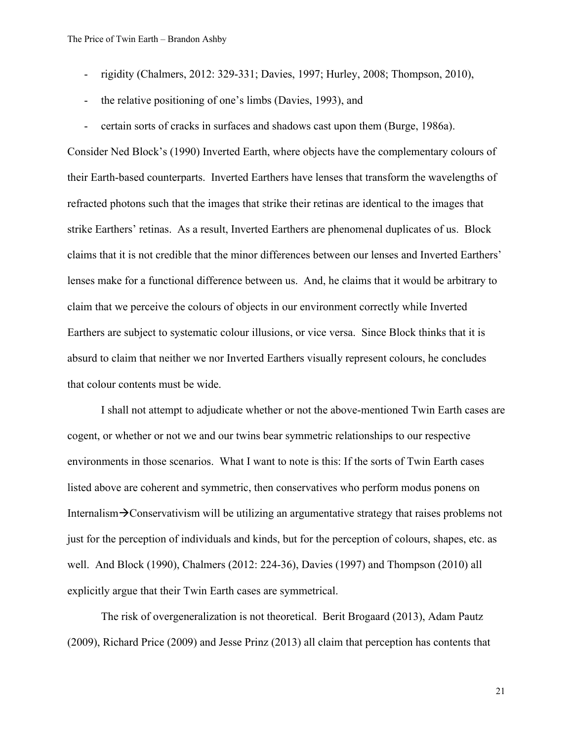- rigidity (Chalmers, 2012: 329-331; Davies, 1997; Hurley, 2008; Thompson, 2010),
- the relative positioning of one's limbs (Davies, 1993), and
- certain sorts of cracks in surfaces and shadows cast upon them (Burge, 1986a).

Consider Ned Block's (1990) Inverted Earth, where objects have the complementary colours of their Earth-based counterparts. Inverted Earthers have lenses that transform the wavelengths of refracted photons such that the images that strike their retinas are identical to the images that strike Earthers' retinas. As a result, Inverted Earthers are phenomenal duplicates of us. Block claims that it is not credible that the minor differences between our lenses and Inverted Earthers' lenses make for a functional difference between us. And, he claims that it would be arbitrary to claim that we perceive the colours of objects in our environment correctly while Inverted Earthers are subject to systematic colour illusions, or vice versa. Since Block thinks that it is absurd to claim that neither we nor Inverted Earthers visually represent colours, he concludes that colour contents must be wide.

I shall not attempt to adjudicate whether or not the above-mentioned Twin Earth cases are cogent, or whether or not we and our twins bear symmetric relationships to our respective environments in those scenarios. What I want to note is this: If the sorts of Twin Earth cases listed above are coherent and symmetric, then conservatives who perform modus ponens on Internalism→Conservativism will be utilizing an argumentative strategy that raises problems not just for the perception of individuals and kinds, but for the perception of colours, shapes, etc. as well. And Block (1990), Chalmers (2012: 224-36), Davies (1997) and Thompson (2010) all explicitly argue that their Twin Earth cases are symmetrical.

The risk of overgeneralization is not theoretical. Berit Brogaard (2013), Adam Pautz (2009), Richard Price (2009) and Jesse Prinz (2013) all claim that perception has contents that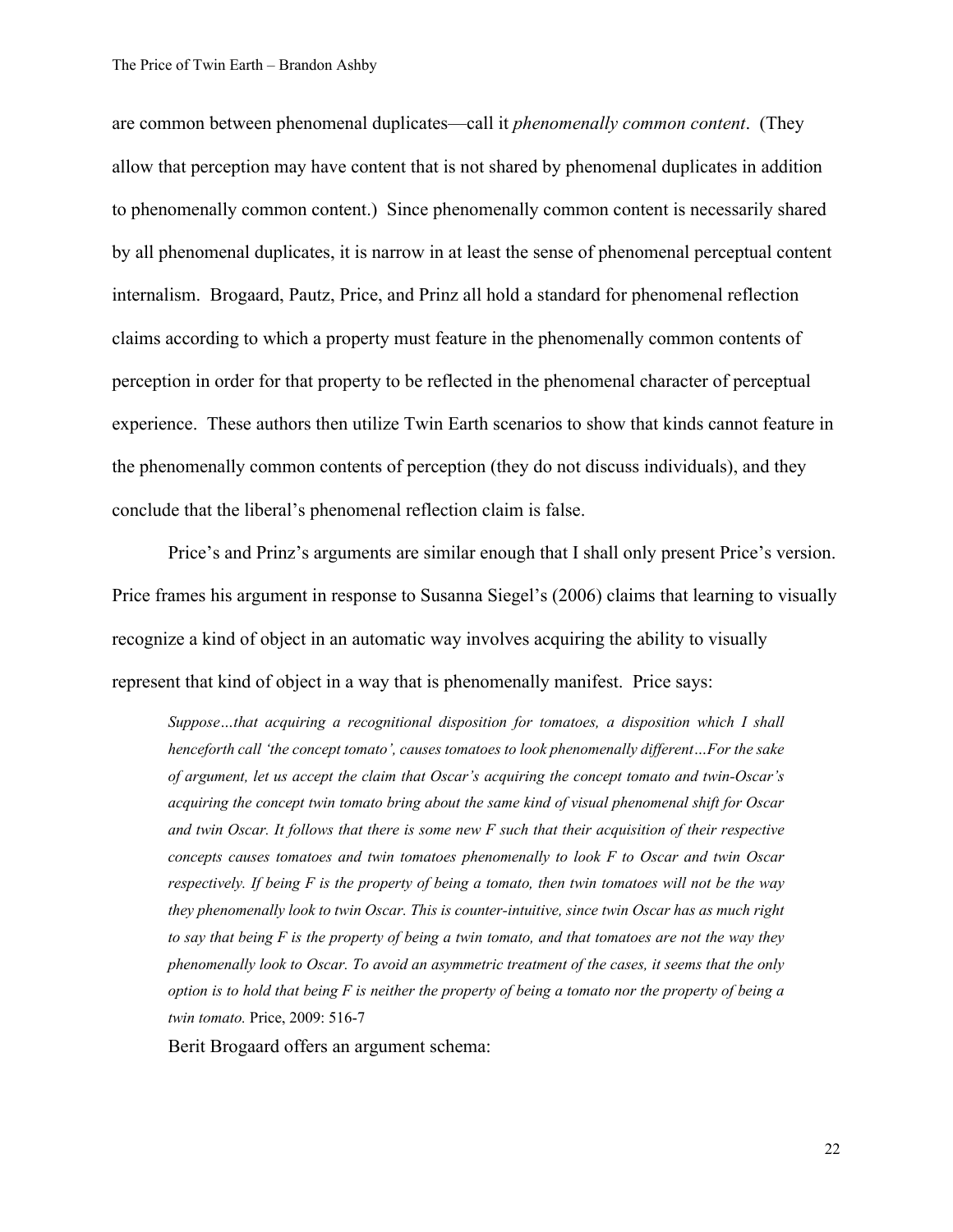are common between phenomenal duplicates—call it *phenomenally common content*. (They allow that perception may have content that is not shared by phenomenal duplicates in addition to phenomenally common content.) Since phenomenally common content is necessarily shared by all phenomenal duplicates, it is narrow in at least the sense of phenomenal perceptual content internalism. Brogaard, Pautz, Price, and Prinz all hold a standard for phenomenal reflection claims according to which a property must feature in the phenomenally common contents of perception in order for that property to be reflected in the phenomenal character of perceptual experience. These authors then utilize Twin Earth scenarios to show that kinds cannot feature in the phenomenally common contents of perception (they do not discuss individuals), and they conclude that the liberal's phenomenal reflection claim is false.

Price's and Prinz's arguments are similar enough that I shall only present Price's version. Price frames his argument in response to Susanna Siegel's (2006) claims that learning to visually recognize a kind of object in an automatic way involves acquiring the ability to visually represent that kind of object in a way that is phenomenally manifest. Price says:

> *Suppose…that acquiring a recognitional disposition for tomatoes, a disposition which I shall henceforth call 'the concept tomato', causes tomatoes to look phenomenally different…For the sake of argument, let us accept the claim that Oscar's acquiring the concept tomato and twin-Oscar's acquiring the concept twin tomato bring about the same kind of visual phenomenal shift for Oscar and twin Oscar. It follows that there is some new F such that their acquisition of their respective concepts causes tomatoes and twin tomatoes phenomenally to look F to Oscar and twin Oscar respectively. If being F is the property of being a tomato, then twin tomatoes will not be the way they phenomenally look to twin Oscar. This is counter-intuitive, since twin Oscar has as much right to say that being F is the property of being a twin tomato, and that tomatoes are not the way they phenomenally look to Oscar. To avoid an asymmetric treatment of the cases, it seems that the only option is to hold that being F is neither the property of being a tomato nor the property of being a twin tomato.* Price, 2009: 516-7

Berit Brogaard offers an argument schema: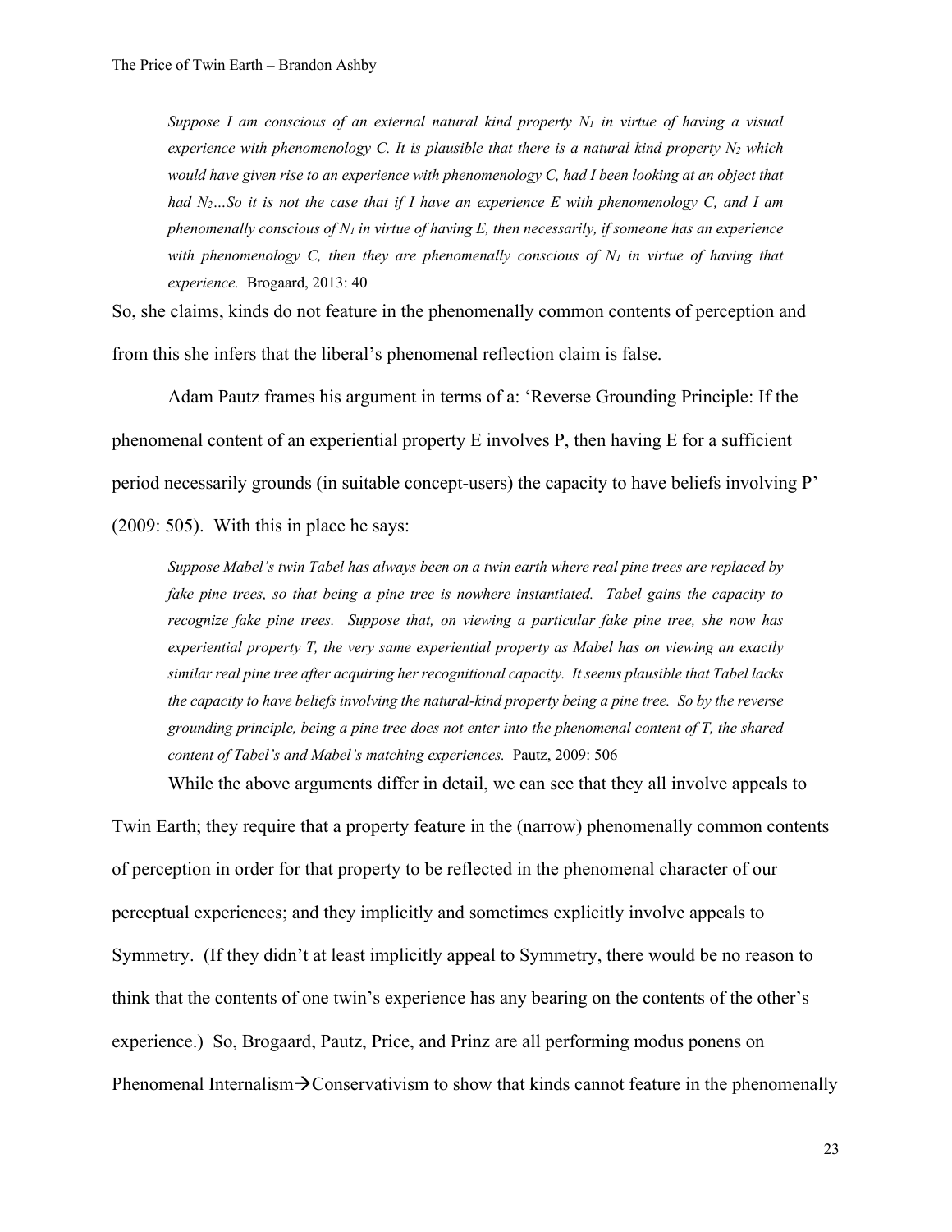> *Suppose I am conscious of an external natural kind property $N_1$ in virtue of having a visual experience with phenomenology C. It is plausible that there is a natural kind property $N_2$ which would have given rise to an experience with phenomenology C, had I been looking at an object that had $N_2$…So it is not the case that if I have an experience E with phenomenology C, and I am phenomenally conscious of $N_1$ in virtue of having E, then necessarily, if someone has an experience with phenomenology C, then they are phenomenally conscious of $N_1$ in virtue of having that experience.* Brogaard, 2013: 40

So, she claims, kinds do not feature in the phenomenally common contents of perception and from this she infers that the liberal's phenomenal reflection claim is false.

Adam Pautz frames his argument in terms of a: 'Reverse Grounding Principle: If the phenomenal content of an experiential property E involves P, then having E for a sufficient period necessarily grounds (in suitable concept-users) the capacity to have beliefs involving P' (2009: 505). With this in place he says:

> *Suppose Mabel's twin Tabel has always been on a twin earth where real pine trees are replaced by fake pine trees, so that being a pine tree is nowhere instantiated. Tabel gains the capacity to recognize fake pine trees. Suppose that, on viewing a particular fake pine tree, she now has experiential property T, the very same experiential property as Mabel has on viewing an exactly similar real pine tree after acquiring her recognitional capacity. It seems plausible that Tabel lacks the capacity to have beliefs involving the natural-kind property being a pine tree. So by the reverse grounding principle, being a pine tree does not enter into the phenomenal content of T, the shared content of Tabel's and Mabel's matching experiences.* Pautz, 2009: 506

While the above arguments differ in detail, we can see that they all involve appeals to Twin Earth; they require that a property feature in the (narrow) phenomenally common contents of perception in order for that property to be reflected in the phenomenal character of our perceptual experiences; and they implicitly and sometimes explicitly involve appeals to Symmetry. (If they didn't at least implicitly appeal to Symmetry, there would be no reason to think that the contents of one twin's experience has any bearing on the contents of the other's experience.) So, Brogaard, Pautz, Price, and Prinz are all performing modus ponens on Phenomenal Internalism→Conservativism to show that kinds cannot feature in the phenomenally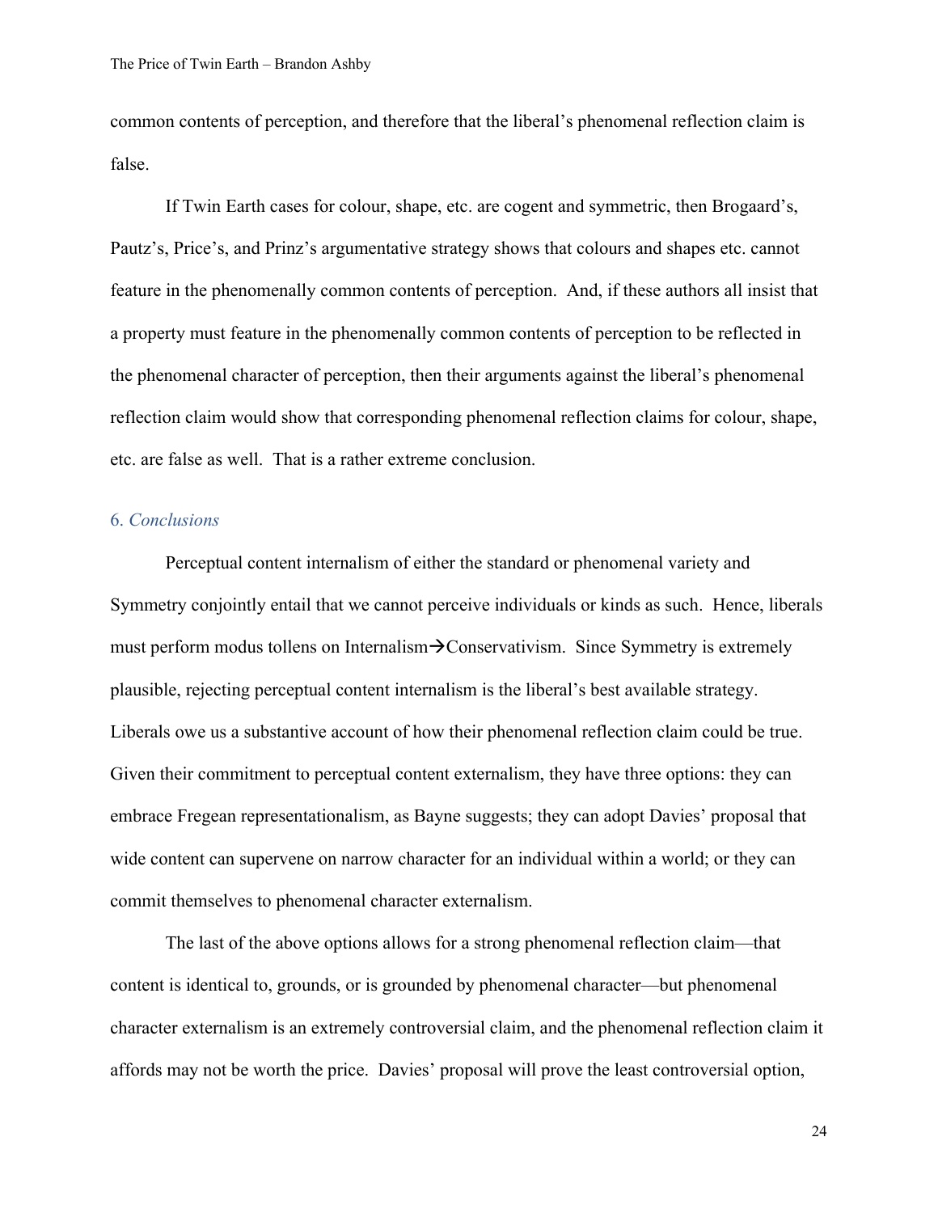common contents of perception, and therefore that the liberal's phenomenal reflection claim is false.

If Twin Earth cases for colour, shape, etc. are cogent and symmetric, then Brogaard's, Pautz's, Price's, and Prinz's argumentative strategy shows that colours and shapes etc. cannot feature in the phenomenally common contents of perception. And, if these authors all insist that a property must feature in the phenomenally common contents of perception to be reflected in the phenomenal character of perception, then their arguments against the liberal's phenomenal reflection claim would show that corresponding phenomenal reflection claims for colour, shape, etc. are false as well. That is a rather extreme conclusion.

## 6. *Conclusions*

Perceptual content internalism of either the standard or phenomenal variety and Symmetry conjointly entail that we cannot perceive individuals or kinds as such. Hence, liberals must perform modus tollens on Internalism→Conservativism. Since Symmetry is extremely plausible, rejecting perceptual content internalism is the liberal's best available strategy. Liberals owe us a substantive account of how their phenomenal reflection claim could be true. Given their commitment to perceptual content externalism, they have three options: they can embrace Fregean representationalism, as Bayne suggests; they can adopt Davies' proposal that wide content can supervene on narrow character for an individual within a world; or they can commit themselves to phenomenal character externalism.

The last of the above options allows for a strong phenomenal reflection claim—that content is identical to, grounds, or is grounded by phenomenal character—but phenomenal character externalism is an extremely controversial claim, and the phenomenal reflection claim it affords may not be worth the price. Davies' proposal will prove the least controversial option,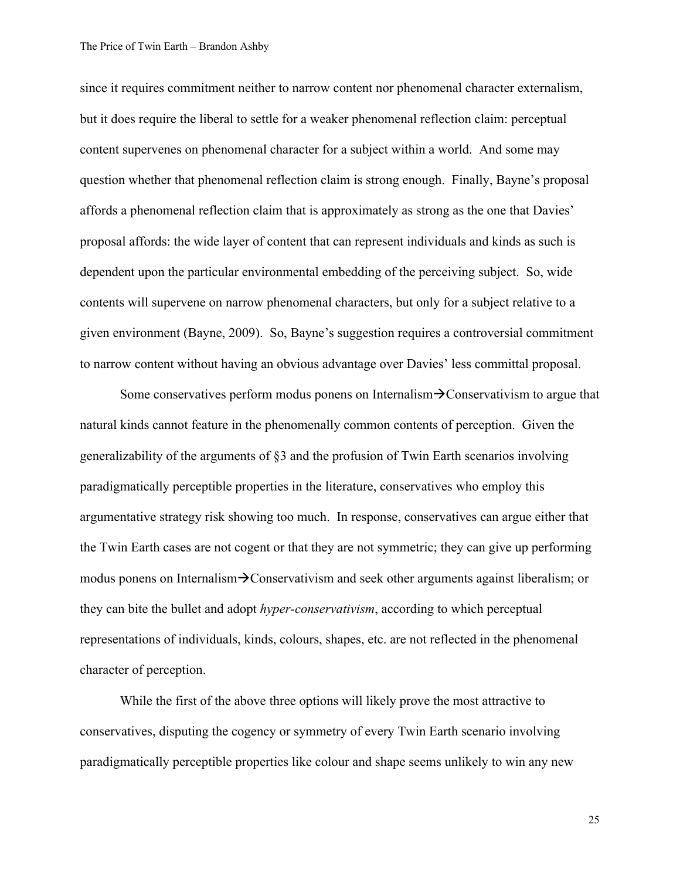since it requires commitment neither to narrow content nor phenomenal character externalism, but it does require the liberal to settle for a weaker phenomenal reflection claim: perceptual content supervenes on phenomenal character for a subject within a world. And some may question whether that phenomenal reflection claim is strong enough. Finally, Bayne's proposal affords a phenomenal reflection claim that is approximately as strong as the one that Davies' proposal affords: the wide layer of content that can represent individuals and kinds as such is dependent upon the particular environmental embedding of the perceiving subject. So, wide contents will supervene on narrow phenomenal characters, but only for a subject relative to a given environment (Bayne, 2009). So, Bayne's suggestion requires a controversial commitment to narrow content without having an obvious advantage over Davies' less committal proposal.

Some conservatives perform modus ponens on Internalism→Conservativism to argue that natural kinds cannot feature in the phenomenally common contents of perception. Given the generalizability of the arguments of §3 and the profusion of Twin Earth scenarios involving paradigmatically perceptible properties in the literature, conservatives who employ this argumentative strategy risk showing too much. In response, conservatives can argue either that the Twin Earth cases are not cogent or that they are not symmetric; they can give up performing modus ponens on Internalism→Conservativism and seek other arguments against liberalism; or they can bite the bullet and adopt *hyper-conservativism*, according to which perceptual representations of individuals, kinds, colours, shapes, etc. are not reflected in the phenomenal character of perception.

While the first of the above three options will likely prove the most attractive to conservatives, disputing the cogency or symmetry of every Twin Earth scenario involving paradigmatically perceptible properties like colour and shape seems unlikely to win any new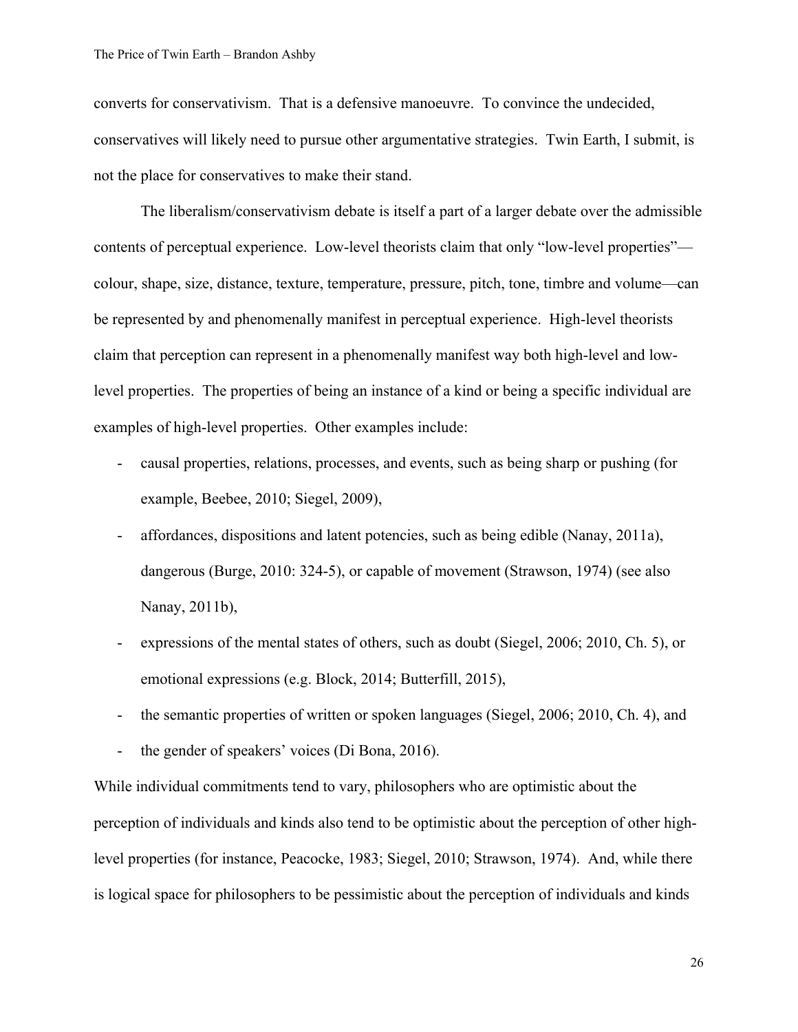converts for conservativism. That is a defensive manoeuvre. To convince the undecided, conservatives will likely need to pursue other argumentative strategies. Twin Earth, I submit, is not the place for conservatives to make their stand.

The liberalism/conservativism debate is itself a part of a larger debate over the admissible contents of perceptual experience. Low-level theorists claim that only "low-level properties"—colour, shape, size, distance, texture, temperature, pressure, pitch, tone, timbre and volume—can be represented by and phenomenally manifest in perceptual experience. High-level theorists claim that perception can represent in a phenomenally manifest way both high-level and low-level properties. The properties of being an instance of a kind or being a specific individual are examples of high-level properties. Other examples include:

- causal properties, relations, processes, and events, such as being sharp or pushing (for example, Beebee, 2010; Siegel, 2009),
- affordances, dispositions and latent potencies, such as being edible (Nanay, 2011a), dangerous (Burge, 2010: 324-5), or capable of movement (Strawson, 1974) (see also Nanay, 2011b),
- expressions of the mental states of others, such as doubt (Siegel, 2006; 2010, Ch. 5), or emotional expressions (e.g. Block, 2014; Butterfill, 2015),
- the semantic properties of written or spoken languages (Siegel, 2006; 2010, Ch. 4), and
- the gender of speakers' voices (Di Bona, 2016).

While individual commitments tend to vary, philosophers who are optimistic about the perception of individuals and kinds also tend to be optimistic about the perception of other high-level properties (for instance, Peacocke, 1983; Siegel, 2010; Strawson, 1974). And, while there is logical space for philosophers to be pessimistic about the perception of individuals and kinds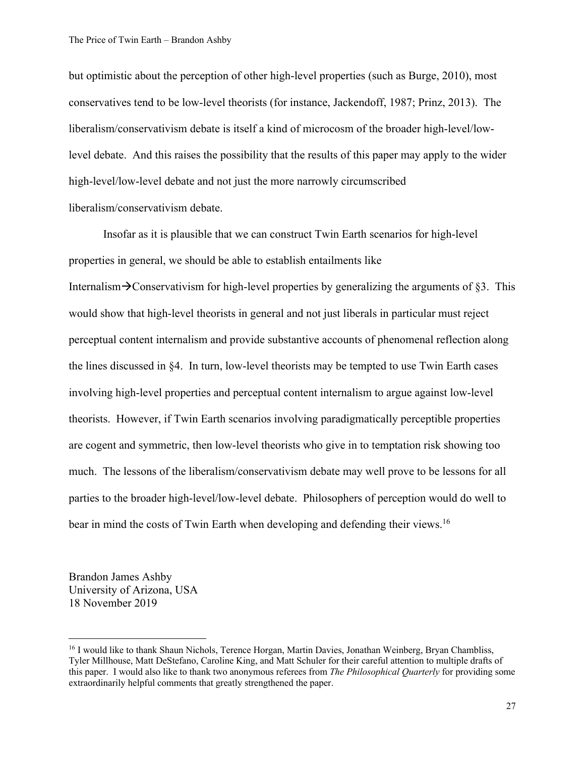but optimistic about the perception of other high-level properties (such as Burge, 2010), most conservatives tend to be low-level theorists (for instance, Jackendoff, 1987; Prinz, 2013). The liberalism/conservativism debate is itself a kind of microcosm of the broader high-level/low-level debate. And this raises the possibility that the results of this paper may apply to the wider high-level/low-level debate and not just the more narrowly circumscribed liberalism/conservativism debate.

Insofar as it is plausible that we can construct Twin Earth scenarios for high-level properties in general, we should be able to establish entailments like Internalism→Conservativism for high-level properties by generalizing the arguments of §3. This would show that high-level theorists in general and not just liberals in particular must reject perceptual content internalism and provide substantive accounts of phenomenal reflection along the lines discussed in §4. In turn, low-level theorists may be tempted to use Twin Earth cases involving high-level properties and perceptual content internalism to argue against low-level theorists. However, if Twin Earth scenarios involving paradigmatically perceptible properties are cogent and symmetric, then low-level theorists who give in to temptation risk showing too much. The lessons of the liberalism/conservativism debate may well prove to be lessons for all parties to the broader high-level/low-level debate. Philosophers of perception would do well to bear in mind the costs of Twin Earth when developing and defending their views.[16]

Brandon James Ashby
University of Arizona, USA
18 November 2019

[16] I would like to thank Shaun Nichols, Terence Horgan, Martin Davies, Jonathan Weinberg, Bryan Chambliss, Tyler Millhouse, Matt DeStefano, Caroline King, and Matt Schuler for their careful attention to multiple drafts of this paper. I would also like to thank two anonymous referees from *The Philosophical Quarterly* for providing some extraordinarily helpful comments that greatly strengthened the paper.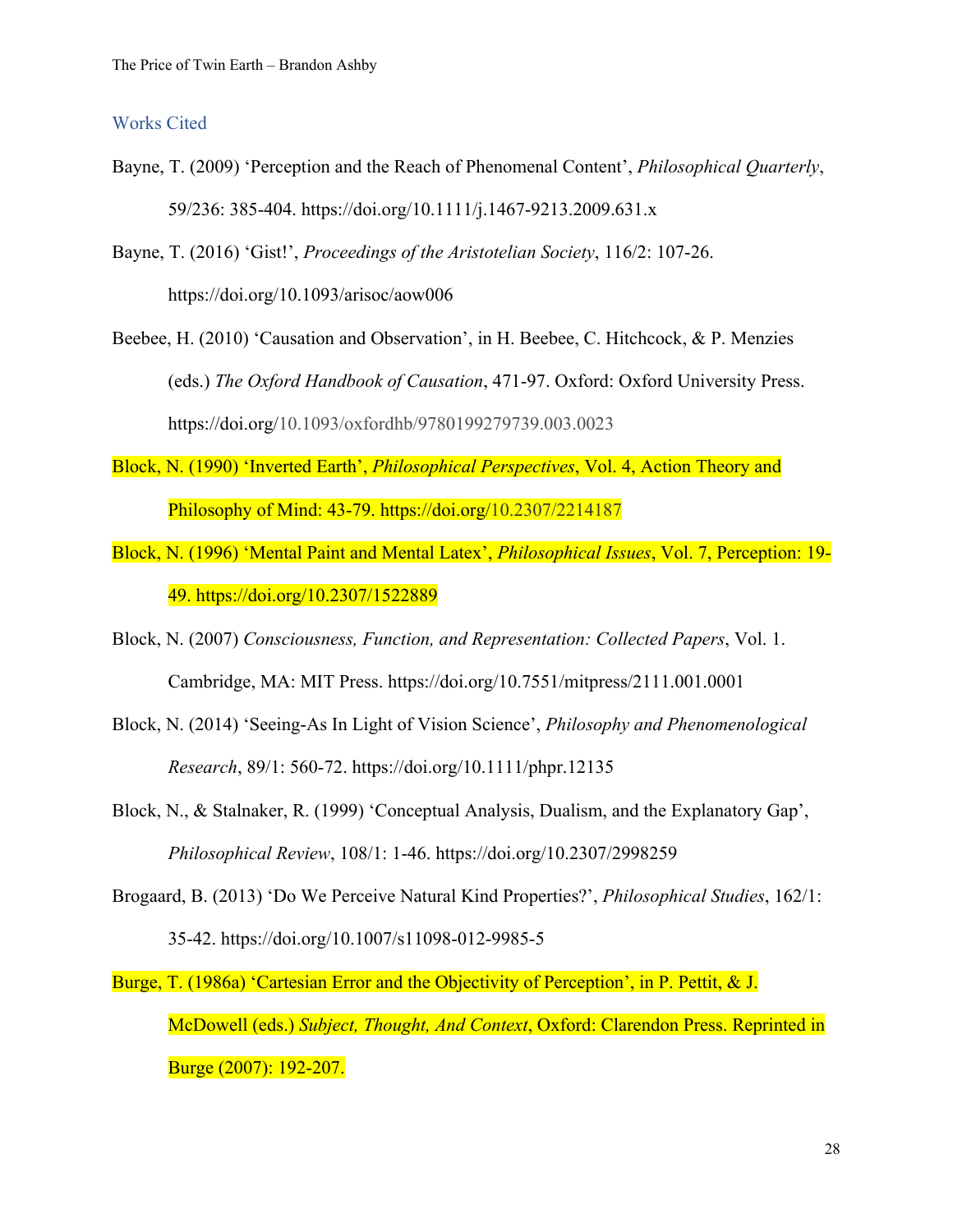## Works Cited

Bayne, T. (2009) 'Perception and the Reach of Phenomenal Content', *Philosophical Quarterly*, 59/236: 385-404. https://doi.org/10.1111/j.1467-9213.2009.631.x

Bayne, T. (2016) 'Gist!', *Proceedings of the Aristotelian Society*, 116/2: 107-26. https://doi.org/10.1093/arisoc/aow006

Beebee, H. (2010) 'Causation and Observation', in H. Beebee, C. Hitchcock, & P. Menzies (eds.) *The Oxford Handbook of Causation*, 471-97. Oxford: Oxford University Press. https://doi.org/10.1093/oxfordhb/9780199279739.003.0023

Block, N. (1990) 'Inverted Earth', *Philosophical Perspectives*, Vol. 4, Action Theory and Philosophy of Mind: 43-79. https://doi.org/10.2307/2214187

Block, N. (1996) 'Mental Paint and Mental Latex', *Philosophical Issues*, Vol. 7, Perception: 19-49. https://doi.org/10.2307/1522889

Block, N. (2007) *Consciousness, Function, and Representation: Collected Papers*, Vol. 1. Cambridge, MA: MIT Press. https://doi.org/10.7551/mitpress/2111.001.0001

Block, N. (2014) 'Seeing-As In Light of Vision Science', *Philosophy and Phenomenological Research*, 89/1: 560-72. https://doi.org/10.1111/phpr.12135

Block, N., & Stalnaker, R. (1999) 'Conceptual Analysis, Dualism, and the Explanatory Gap', *Philosophical Review*, 108/1: 1-46. https://doi.org/10.2307/2998259

Brogaard, B. (2013) 'Do We Perceive Natural Kind Properties?', *Philosophical Studies*, 162/1: 35-42. https://doi.org/10.1007/s11098-012-9985-5

Burge, T. (1986a) 'Cartesian Error and the Objectivity of Perception', in P. Pettit, & J. McDowell (eds.) *Subject, Thought, And Context*, Oxford: Clarendon Press. Reprinted in Burge (2007): 192-207.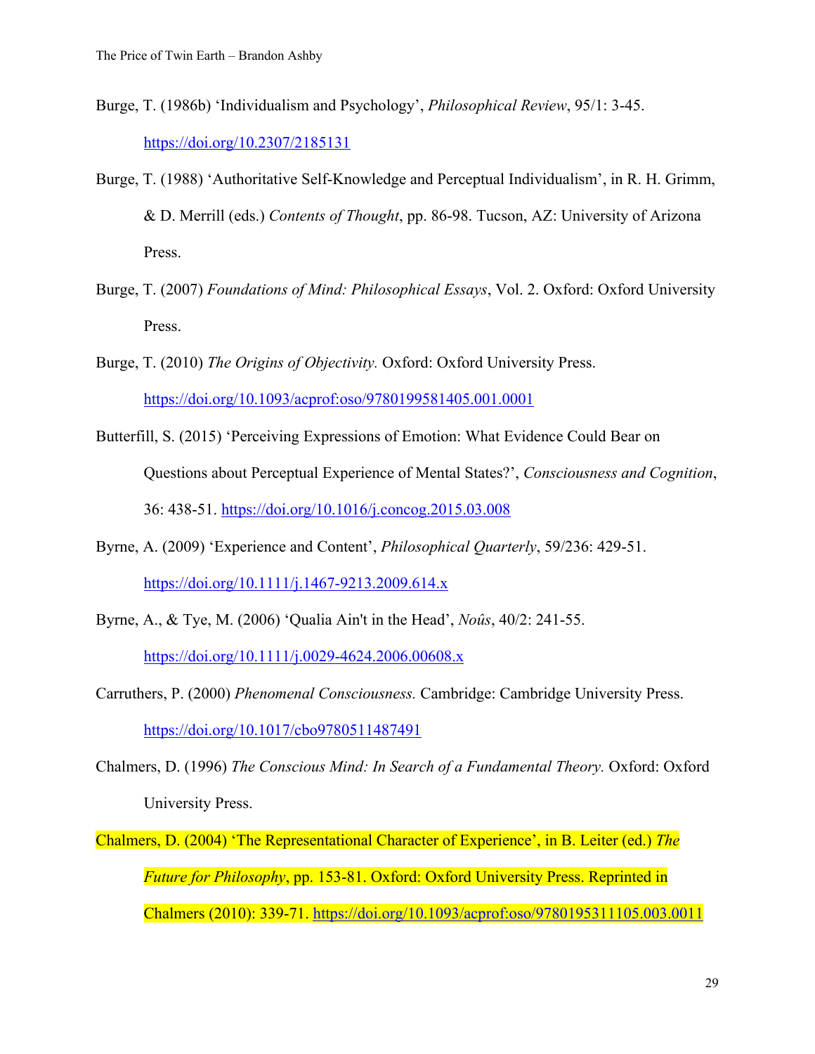Burge, T. (1986b) 'Individualism and Psychology', *Philosophical Review*, 95/1: 3-45. https://doi.org/10.2307/2185131

Burge, T. (1988) 'Authoritative Self-Knowledge and Perceptual Individualism', in R. H. Grimm, & D. Merrill (eds.) *Contents of Thought*, pp. 86-98. Tucson, AZ: University of Arizona Press.

Burge, T. (2007) *Foundations of Mind: Philosophical Essays*, Vol. 2. Oxford: Oxford University Press.

Burge, T. (2010) *The Origins of Objectivity.* Oxford: Oxford University Press. https://doi.org/10.1093/acprof:oso/9780199581405.001.0001

Butterfill, S. (2015) 'Perceiving Expressions of Emotion: What Evidence Could Bear on Questions about Perceptual Experience of Mental States?', *Consciousness and Cognition*, 36: 438-51. https://doi.org/10.1016/j.concog.2015.03.008

Byrne, A. (2009) 'Experience and Content', *Philosophical Quarterly*, 59/236: 429-51. https://doi.org/10.1111/j.1467-9213.2009.614.x

Byrne, A., & Tye, M. (2006) 'Qualia Ain't in the Head', *Noûs*, 40/2: 241-55. https://doi.org/10.1111/j.0029-4624.2006.00608.x

Carruthers, P. (2000) *Phenomenal Consciousness.* Cambridge: Cambridge University Press. https://doi.org/10.1017/cbo9780511487491

Chalmers, D. (1996) *The Conscious Mind: In Search of a Fundamental Theory.* Oxford: Oxford University Press.

Chalmers, D. (2004) 'The Representational Character of Experience', in B. Leiter (ed.) *The Future for Philosophy*, pp. 153-81. Oxford: Oxford University Press. Reprinted in Chalmers (2010): 339-71. https://doi.org/10.1093/acprof:oso/9780195311105.003.0011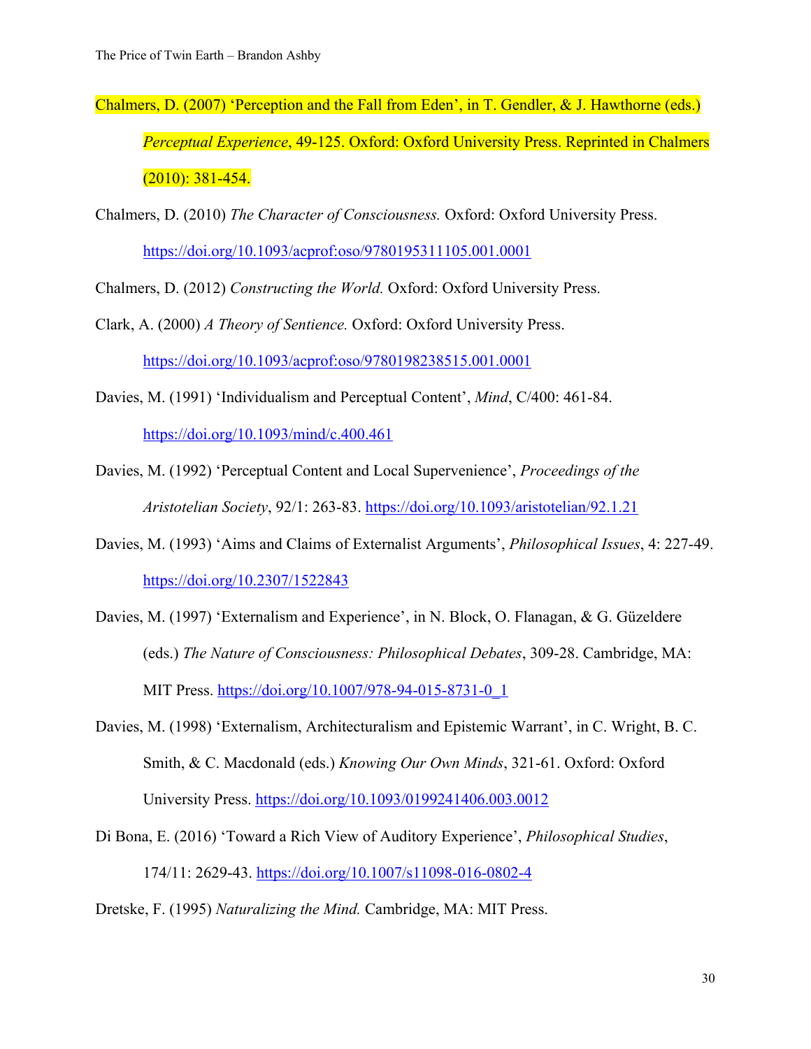Chalmers, D. (2007) 'Perception and the Fall from Eden', in T. Gendler, & J. Hawthorne (eds.) *Perceptual Experience*, 49-125. Oxford: Oxford University Press. Reprinted in Chalmers (2010): 381-454.

Chalmers, D. (2010) *The Character of Consciousness.* Oxford: Oxford University Press. https://doi.org/10.1093/acprof:oso/9780195311105.001.0001

Chalmers, D. (2012) *Constructing the World.* Oxford: Oxford University Press.

Clark, A. (2000) *A Theory of Sentience.* Oxford: Oxford University Press. https://doi.org/10.1093/acprof:oso/9780198238515.001.0001

Davies, M. (1991) 'Individualism and Perceptual Content', *Mind*, C/400: 461-84. https://doi.org/10.1093/mind/c.400.461

Davies, M. (1992) 'Perceptual Content and Local Supervenience', *Proceedings of the Aristotelian Society*, 92/1: 263-83. https://doi.org/10.1093/aristotelian/92.1.21

Davies, M. (1993) 'Aims and Claims of Externalist Arguments', *Philosophical Issues*, 4: 227-49. https://doi.org/10.2307/1522843

Davies, M. (1997) 'Externalism and Experience', in N. Block, O. Flanagan, & G. Güzeldere (eds.) *The Nature of Consciousness: Philosophical Debates*, 309-28. Cambridge, MA: MIT Press. https://doi.org/10.1007/978-94-015-8731-0_1

Davies, M. (1998) 'Externalism, Architecturalism and Epistemic Warrant', in C. Wright, B. C. Smith, & C. Macdonald (eds.) *Knowing Our Own Minds*, 321-61. Oxford: Oxford University Press. https://doi.org/10.1093/0199241406.003.0012

Di Bona, E. (2016) 'Toward a Rich View of Auditory Experience', *Philosophical Studies*, 174/11: 2629-43. https://doi.org/10.1007/s11098-016-0802-4

Dretske, F. (1995) *Naturalizing the Mind.* Cambridge, MA: MIT Press.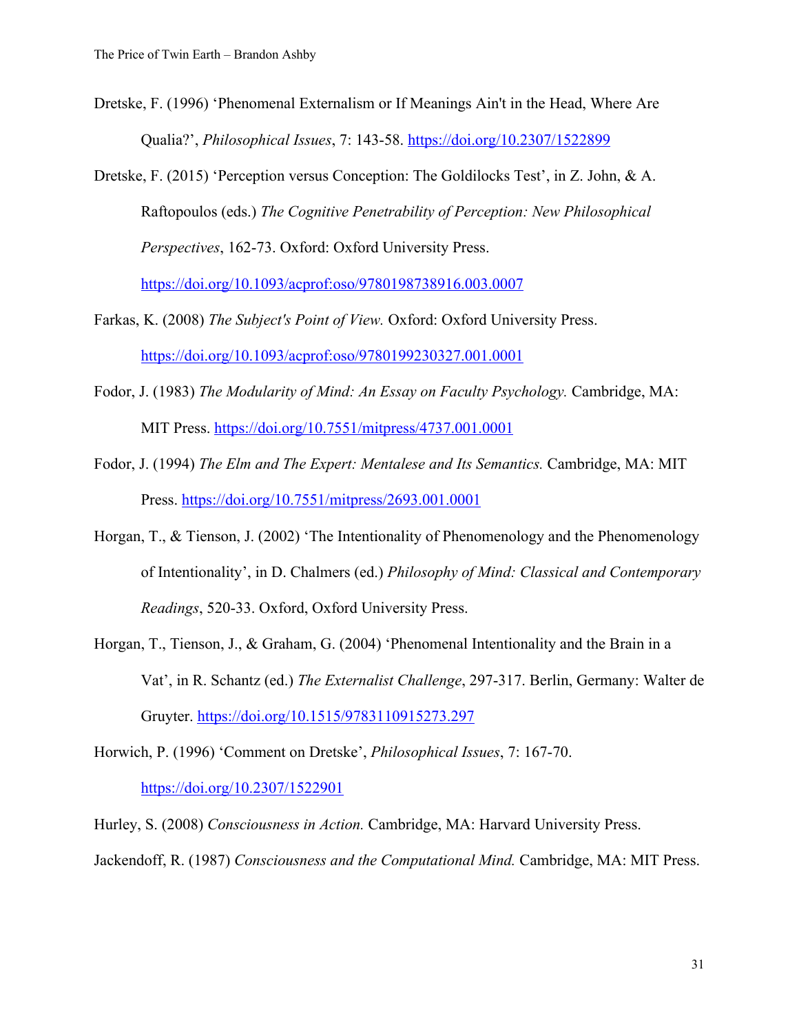Dretske, F. (1996) 'Phenomenal Externalism or If Meanings Ain't in the Head, Where Are Qualia?', *Philosophical Issues*, 7: 143-58. https://doi.org/10.2307/1522899

Dretske, F. (2015) 'Perception versus Conception: The Goldilocks Test', in Z. John, & A. Raftopoulos (eds.) *The Cognitive Penetrability of Perception: New Philosophical Perspectives*, 162-73. Oxford: Oxford University Press. https://doi.org/10.1093/acprof:oso/9780198738916.003.0007

Farkas, K. (2008) *The Subject's Point of View.* Oxford: Oxford University Press. https://doi.org/10.1093/acprof:oso/9780199230327.001.0001

Fodor, J. (1983) *The Modularity of Mind: An Essay on Faculty Psychology.* Cambridge, MA: MIT Press. https://doi.org/10.7551/mitpress/4737.001.0001

Fodor, J. (1994) *The Elm and The Expert: Mentalese and Its Semantics.* Cambridge, MA: MIT Press. https://doi.org/10.7551/mitpress/2693.001.0001

Horgan, T., & Tienson, J. (2002) 'The Intentionality of Phenomenology and the Phenomenology of Intentionality', in D. Chalmers (ed.) *Philosophy of Mind: Classical and Contemporary Readings*, 520-33. Oxford, Oxford University Press.

Horgan, T., Tienson, J., & Graham, G. (2004) 'Phenomenal Intentionality and the Brain in a Vat', in R. Schantz (ed.) *The Externalist Challenge*, 297-317. Berlin, Germany: Walter de Gruyter. https://doi.org/10.1515/9783110915273.297

Horwich, P. (1996) 'Comment on Dretske', *Philosophical Issues*, 7: 167-70. https://doi.org/10.2307/1522901

Hurley, S. (2008) *Consciousness in Action.* Cambridge, MA: Harvard University Press.

Jackendoff, R. (1987) *Consciousness and the Computational Mind.* Cambridge, MA: MIT Press.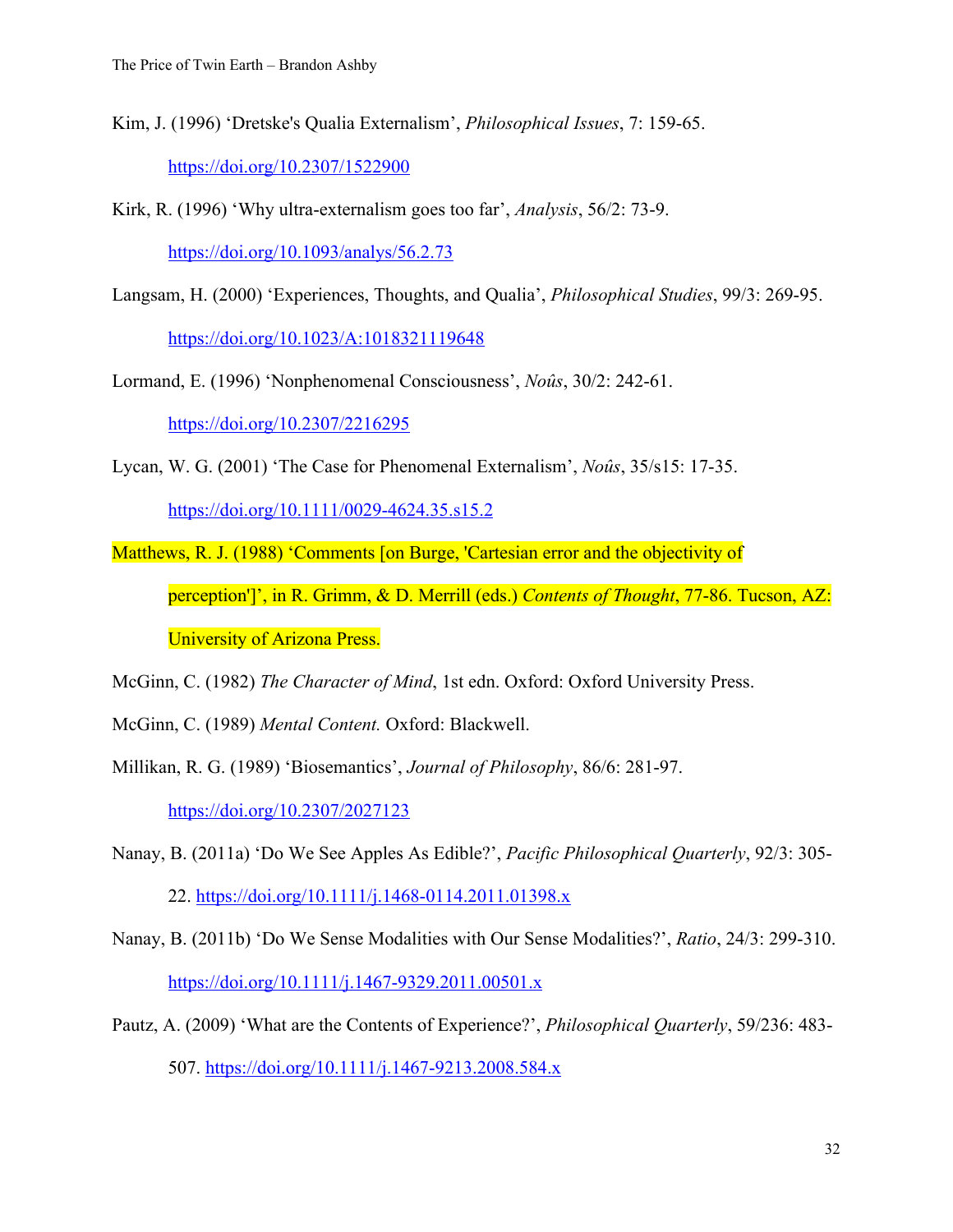Kim, J. (1996) 'Dretske's Qualia Externalism', *Philosophical Issues*, 7: 159-65. https://doi.org/10.2307/1522900

Kirk, R. (1996) 'Why ultra-externalism goes too far', *Analysis*, 56/2: 73-9. https://doi.org/10.1093/analys/56.2.73

Langsam, H. (2000) 'Experiences, Thoughts, and Qualia', *Philosophical Studies*, 99/3: 269-95. https://doi.org/10.1023/A:1018321119648

Lormand, E. (1996) 'Nonphenomenal Consciousness', *Noûs*, 30/2: 242-61. https://doi.org/10.2307/2216295

Lycan, W. G. (2001) 'The Case for Phenomenal Externalism', *Noûs*, 35/s15: 17-35. https://doi.org/10.1111/0029-4624.35.s15.2

Matthews, R. J. (1988) 'Comments [on Burge, 'Cartesian error and the objectivity of perception']', in R. Grimm, & D. Merrill (eds.) *Contents of Thought*, 77-86. Tucson, AZ: University of Arizona Press.

McGinn, C. (1982) *The Character of Mind*, 1st edn. Oxford: Oxford University Press.

McGinn, C. (1989) *Mental Content.* Oxford: Blackwell.

Millikan, R. G. (1989) 'Biosemantics', *Journal of Philosophy*, 86/6: 281-97. https://doi.org/10.2307/2027123

Nanay, B. (2011a) 'Do We See Apples As Edible?', *Pacific Philosophical Quarterly*, 92/3: 305-22. https://doi.org/10.1111/j.1468-0114.2011.01398.x

Nanay, B. (2011b) 'Do We Sense Modalities with Our Sense Modalities?', *Ratio*, 24/3: 299-310. https://doi.org/10.1111/j.1467-9329.2011.00501.x

Pautz, A. (2009) 'What are the Contents of Experience?', *Philosophical Quarterly*, 59/236: 483-507. https://doi.org/10.1111/j.1467-9213.2008.584.x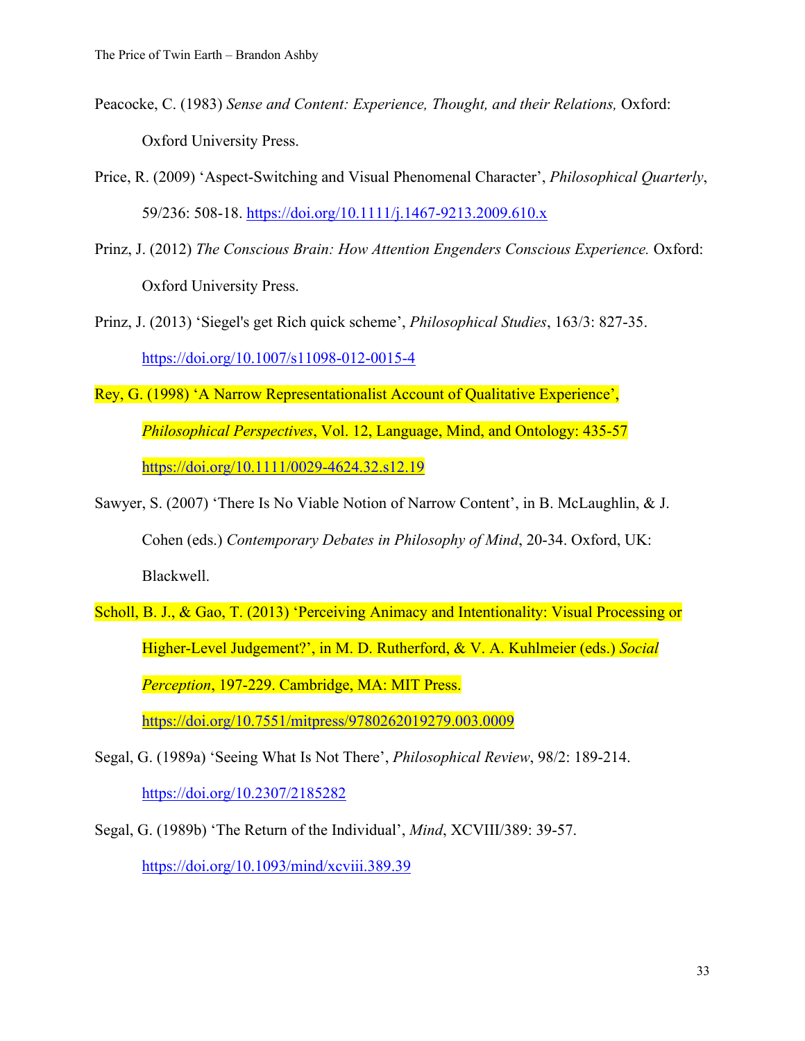Peacocke, C. (1983) *Sense and Content: Experience, Thought, and their Relations,* Oxford: Oxford University Press.

Price, R. (2009) 'Aspect-Switching and Visual Phenomenal Character', *Philosophical Quarterly*, 59/236: 508-18. https://doi.org/10.1111/j.1467-9213.2009.610.x

Prinz, J. (2012) *The Conscious Brain: How Attention Engenders Conscious Experience.* Oxford: Oxford University Press.

Prinz, J. (2013) 'Siegel's get Rich quick scheme', *Philosophical Studies*, 163/3: 827-35. https://doi.org/10.1007/s11098-012-0015-4

Rey, G. (1998) 'A Narrow Representationalist Account of Qualitative Experience', *Philosophical Perspectives*, Vol. 12, Language, Mind, and Ontology: 435-57 https://doi.org/10.1111/0029-4624.32.s12.19

Sawyer, S. (2007) 'There Is No Viable Notion of Narrow Content', in B. McLaughlin, & J. Cohen (eds.) *Contemporary Debates in Philosophy of Mind*, 20-34. Oxford, UK: Blackwell.

Scholl, B. J., & Gao, T. (2013) 'Perceiving Animacy and Intentionality: Visual Processing or Higher-Level Judgement?', in M. D. Rutherford, & V. A. Kuhlmeier (eds.) *Social Perception*, 197-229. Cambridge, MA: MIT Press. https://doi.org/10.7551/mitpress/9780262019279.003.0009

Segal, G. (1989a) 'Seeing What Is Not There', *Philosophical Review*, 98/2: 189-214. https://doi.org/10.2307/2185282

Segal, G. (1989b) 'The Return of the Individual', *Mind*, XCVIII/389: 39-57. https://doi.org/10.1093/mind/xcviii.389.39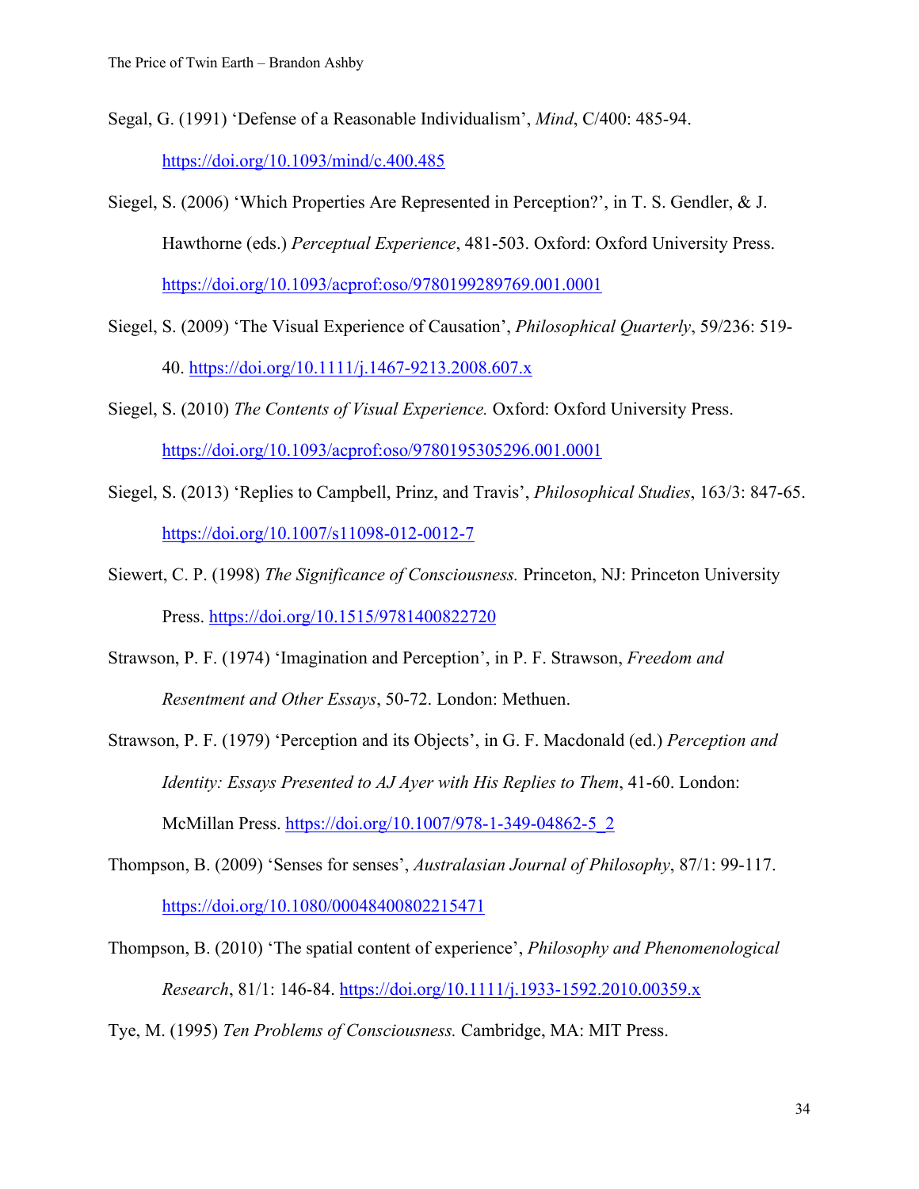Segal, G. (1991) ‘Defense of a Reasonable Individualism’, *Mind*, C/400: 485-94. https://doi.org/10.1093/mind/c.400.485

Siegel, S. (2006) ‘Which Properties Are Represented in Perception?’, in T. S. Gendler, & J. Hawthorne (eds.) *Perceptual Experience*, 481-503. Oxford: Oxford University Press. https://doi.org/10.1093/acprof:oso/9780199289769.001.0001

Siegel, S. (2009) ‘The Visual Experience of Causation’, *Philosophical Quarterly*, 59/236: 519-40. https://doi.org/10.1111/j.1467-9213.2008.607.x

Siegel, S. (2010) *The Contents of Visual Experience.* Oxford: Oxford University Press. https://doi.org/10.1093/acprof:oso/9780195305296.001.0001

Siegel, S. (2013) ‘Replies to Campbell, Prinz, and Travis’, *Philosophical Studies*, 163/3: 847-65. https://doi.org/10.1007/s11098-012-0012-7

Siewert, C. P. (1998) *The Significance of Consciousness.* Princeton, NJ: Princeton University Press. https://doi.org/10.1515/9781400822720

Strawson, P. F. (1974) ‘Imagination and Perception’, in P. F. Strawson, *Freedom and Resentment and Other Essays*, 50-72. London: Methuen.

Strawson, P. F. (1979) ‘Perception and its Objects’, in G. F. Macdonald (ed.) *Perception and Identity: Essays Presented to AJ Ayer with His Replies to Them*, 41-60. London: McMillan Press. https://doi.org/10.1007/978-1-349-04862-5_2

Thompson, B. (2009) ‘Senses for senses’, *Australasian Journal of Philosophy*, 87/1: 99-117. https://doi.org/10.1080/00048400802215471

Thompson, B. (2010) ‘The spatial content of experience’, *Philosophy and Phenomenological Research*, 81/1: 146-84. https://doi.org/10.1111/j.1933-1592.2010.00359.x

Tye, M. (1995) *Ten Problems of Consciousness.* Cambridge, MA: MIT Press.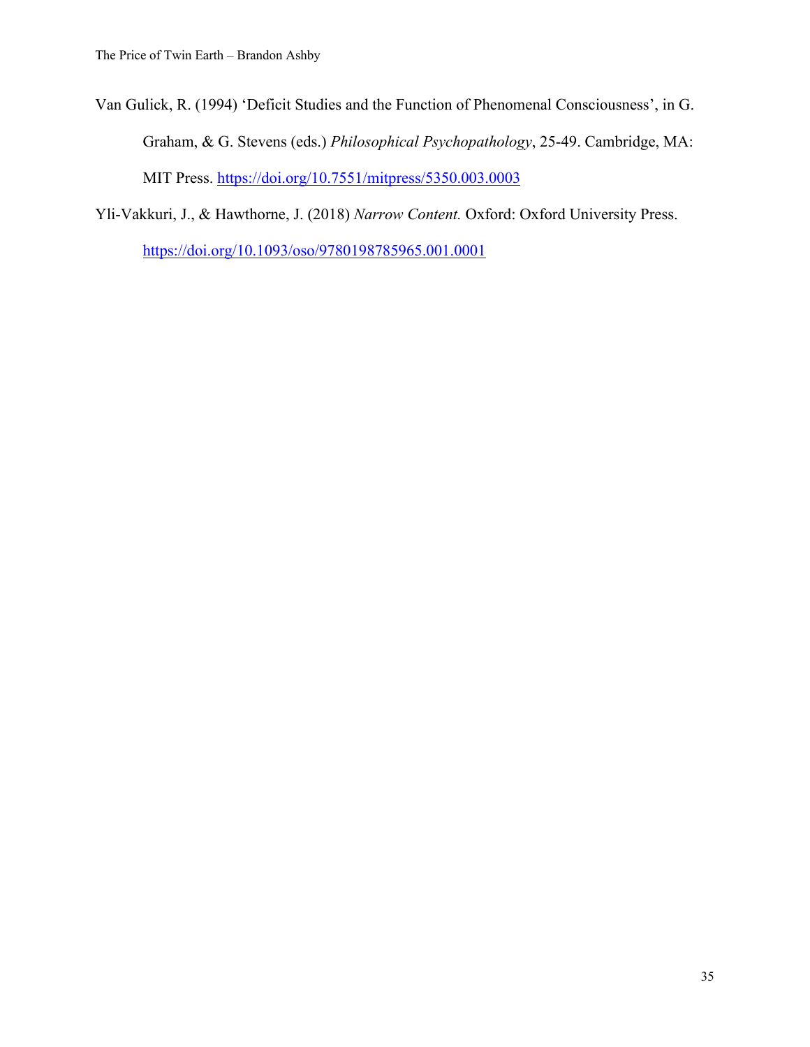Van Gulick, R. (1994) 'Deficit Studies and the Function of Phenomenal Consciousness', in G. Graham, & G. Stevens (eds.) *Philosophical Psychopathology*, 25-49. Cambridge, MA: MIT Press. https://doi.org/10.7551/mitpress/5350.003.0003

Yli-Vakkuri, J., & Hawthorne, J. (2018) *Narrow Content.* Oxford: Oxford University Press. https://doi.org/10.1093/oso/9780198785965.001.0001